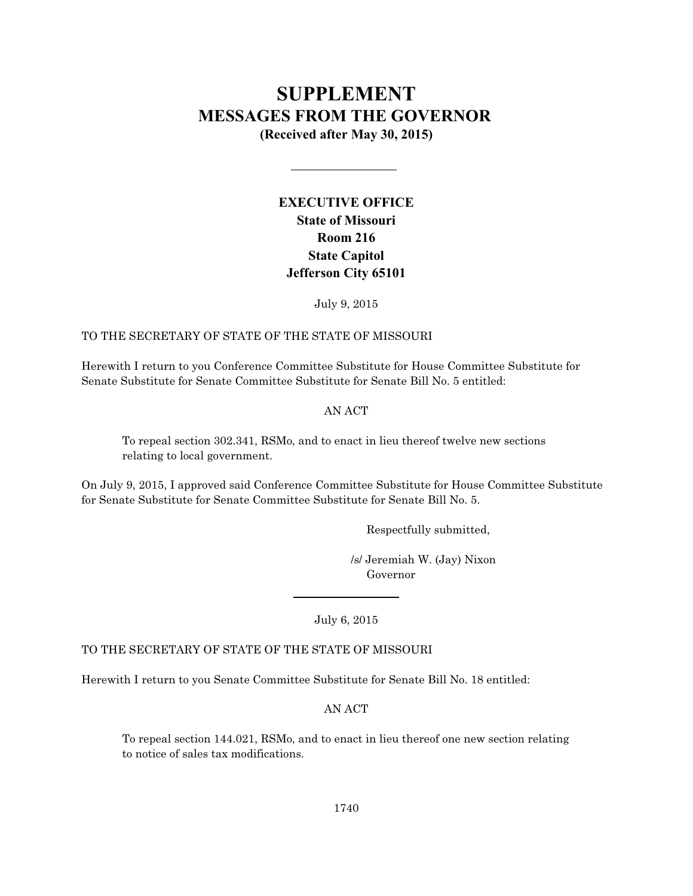# SUPPLEMENT
## MESSAGES FROM THE GOVERNOR
**(Received after May 30, 2015)**

---

**EXECUTIVE OFFICE**
**State of Missouri**
**Room 216**
**State Capitol**
**Jefferson City 65101**

July 9, 2015

TO THE SECRETARY OF STATE OF THE STATE OF MISSOURI

Herewith I return to you Conference Committee Substitute for House Committee Substitute for Senate Substitute for Senate Committee Substitute for Senate Bill No. 5 entitled:

AN ACT

To repeal section 302.341, RSMo, and to enact in lieu thereof twelve new sections relating to local government.

On July 9, 2015, I approved said Conference Committee Substitute for House Committee Substitute for Senate Substitute for Senate Committee Substitute for Senate Bill No. 5.

Respectfully submitted,

/s/ Jeremiah W. (Jay) Nixon
Governor

---

July 6, 2015

TO THE SECRETARY OF STATE OF THE STATE OF MISSOURI

Herewith I return to you Senate Committee Substitute for Senate Bill No. 18 entitled:

AN ACT

To repeal section 144.021, RSMo, and to enact in lieu thereof one new section relating to notice of sales tax modifications.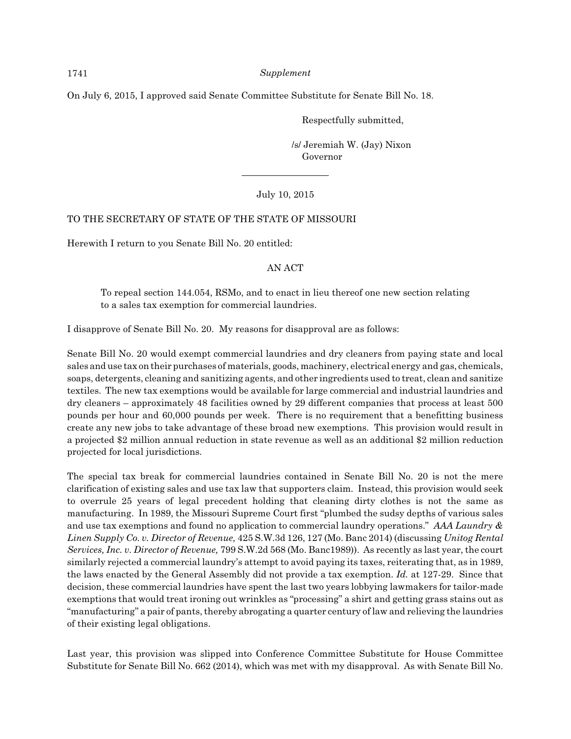On July 6, 2015, I approved said Senate Committee Substitute for Senate Bill No. 18.

Respectfully submitted,

/s/ Jeremiah W. (Jay) Nixon
Governor

---

July 10, 2015

TO THE SECRETARY OF STATE OF THE STATE OF MISSOURI

Herewith I return to you Senate Bill No. 20 entitled:

AN ACT

> To repeal section 144.054, RSMo, and to enact in lieu thereof one new section relating to a sales tax exemption for commercial laundries.

I disapprove of Senate Bill No. 20. My reasons for disapproval are as follows:

Senate Bill No. 20 would exempt commercial laundries and dry cleaners from paying state and local sales and use tax on their purchases of materials, goods, machinery, electrical energy and gas, chemicals, soaps, detergents, cleaning and sanitizing agents, and other ingredients used to treat, clean and sanitize textiles. The new tax exemptions would be available for large commercial and industrial laundries and dry cleaners – approximately 48 facilities owned by 29 different companies that process at least 500 pounds per hour and 60,000 pounds per week. There is no requirement that a benefitting business create any new jobs to take advantage of these broad new exemptions. This provision would result in a projected $2 million annual reduction in state revenue as well as an additional $2 million reduction projected for local jurisdictions.

The special tax break for commercial laundries contained in Senate Bill No. 20 is not the mere clarification of existing sales and use tax law that supporters claim. Instead, this provision would seek to overrule 25 years of legal precedent holding that cleaning dirty clothes is not the same as manufacturing. In 1989, the Missouri Supreme Court first "plumbed the sudsy depths of various sales and use tax exemptions and found no application to commercial laundry operations." *AAA Laundry & Linen Supply Co. v. Director of Revenue,* 425 S.W.3d 126, 127 (Mo. Banc 2014) (discussing *Unitog Rental Services, Inc. v. Director of Revenue,* 799 S.W.2d 568 (Mo. Banc1989)). As recently as last year, the court similarly rejected a commercial laundry's attempt to avoid paying its taxes, reiterating that, as in 1989, the laws enacted by the General Assembly did not provide a tax exemption. *Id.* at 127-29. Since that decision, these commercial laundries have spent the last two years lobbying lawmakers for tailor-made exemptions that would treat ironing out wrinkles as "processing" a shirt and getting grass stains out as "manufacturing" a pair of pants, thereby abrogating a quarter century of law and relieving the laundries of their existing legal obligations.

Last year, this provision was slipped into Conference Committee Substitute for House Committee Substitute for Senate Bill No. 662 (2014), which was met with my disapproval. As with Senate Bill No.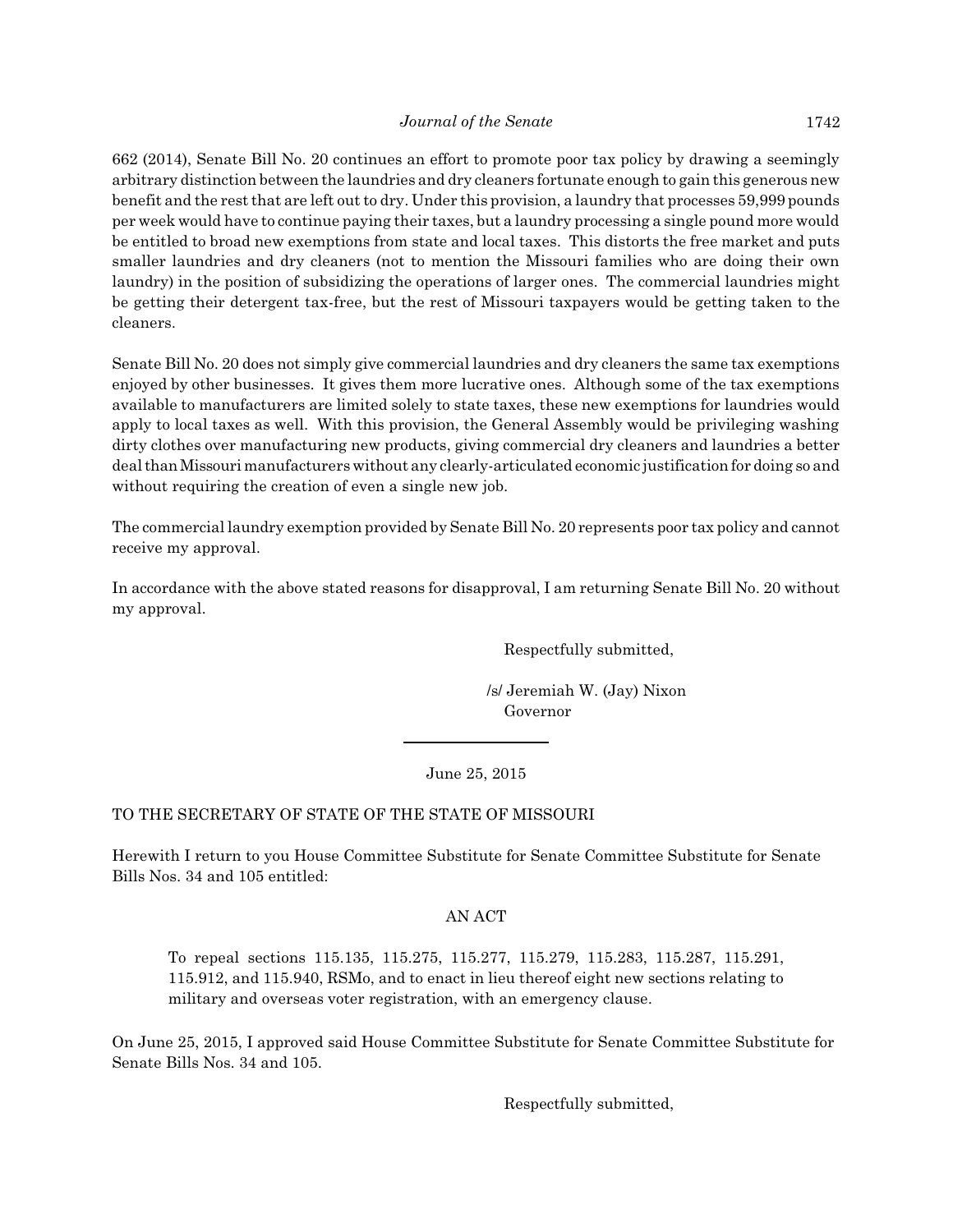662 (2014), Senate Bill No. 20 continues an effort to promote poor tax policy by drawing a seemingly arbitrary distinction between the laundries and dry cleaners fortunate enough to gain this generous new benefit and the rest that are left out to dry. Under this provision, a laundry that processes 59,999 pounds per week would have to continue paying their taxes, but a laundry processing a single pound more would be entitled to broad new exemptions from state and local taxes. This distorts the free market and puts smaller laundries and dry cleaners (not to mention the Missouri families who are doing their own laundry) in the position of subsidizing the operations of larger ones. The commercial laundries might be getting their detergent tax-free, but the rest of Missouri taxpayers would be getting taken to the cleaners.

Senate Bill No. 20 does not simply give commercial laundries and dry cleaners the same tax exemptions enjoyed by other businesses. It gives them more lucrative ones. Although some of the tax exemptions available to manufacturers are limited solely to state taxes, these new exemptions for laundries would apply to local taxes as well. With this provision, the General Assembly would be privileging washing dirty clothes over manufacturing new products, giving commercial dry cleaners and laundries a better deal than Missouri manufacturers without any clearly-articulated economic justification for doing so and without requiring the creation of even a single new job.

The commercial laundry exemption provided by Senate Bill No. 20 represents poor tax policy and cannot receive my approval.

In accordance with the above stated reasons for disapproval, I am returning Senate Bill No. 20 without my approval.

Respectfully submitted,

/s/ Jeremiah W. (Jay) Nixon
Governor

---

June 25, 2015

TO THE SECRETARY OF STATE OF THE STATE OF MISSOURI

Herewith I return to you House Committee Substitute for Senate Committee Substitute for Senate Bills Nos. 34 and 105 entitled:

AN ACT

> To repeal sections 115.135, 115.275, 115.277, 115.279, 115.283, 115.287, 115.291, 115.912, and 115.940, RSMo, and to enact in lieu thereof eight new sections relating to military and overseas voter registration, with an emergency clause.

On June 25, 2015, I approved said House Committee Substitute for Senate Committee Substitute for Senate Bills Nos. 34 and 105.

Respectfully submitted,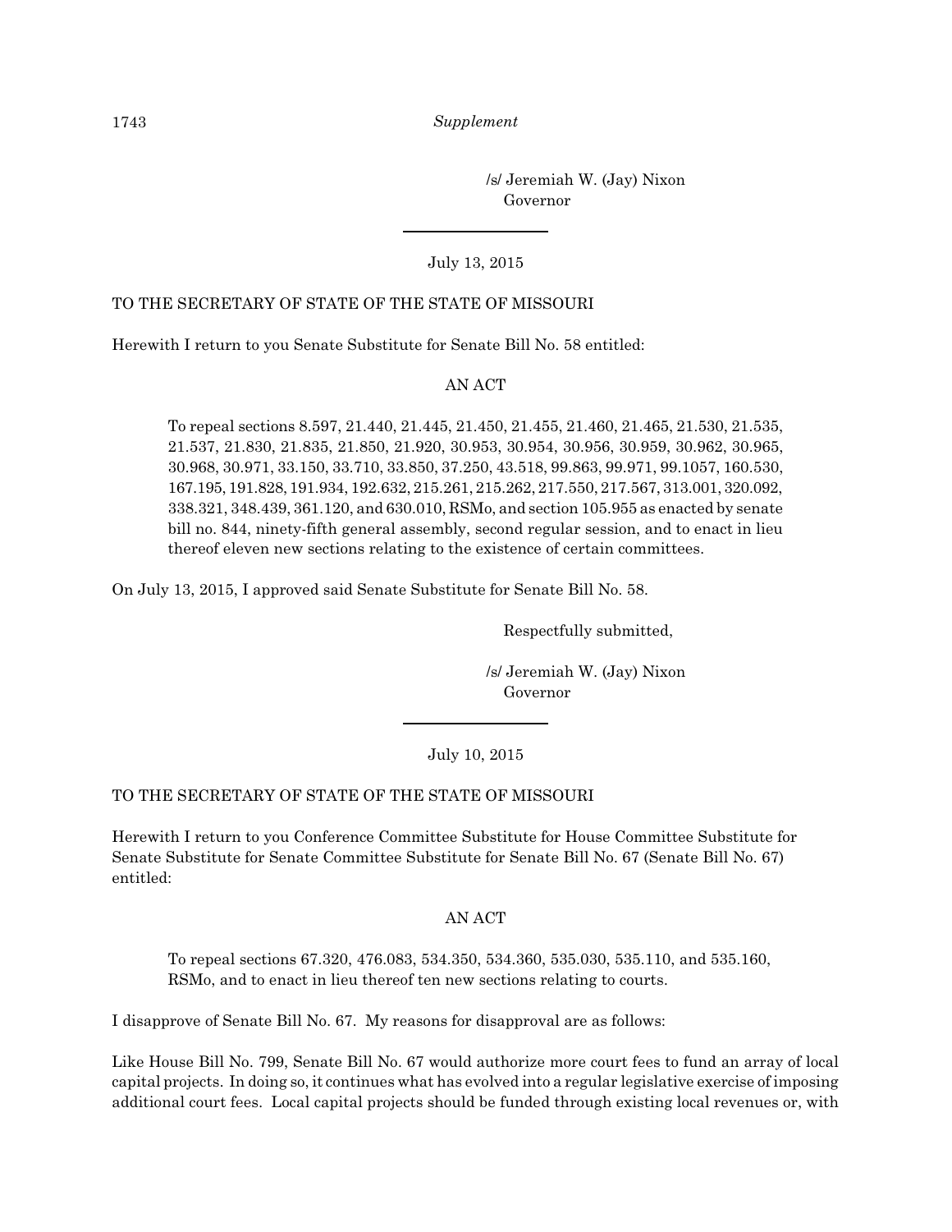/s/ Jeremiah W. (Jay) Nixon
Governor

---

July 13, 2015

TO THE SECRETARY OF STATE OF THE STATE OF MISSOURI

Herewith I return to you Senate Substitute for Senate Bill No. 58 entitled:

AN ACT

> To repeal sections 8.597, 21.440, 21.445, 21.450, 21.455, 21.460, 21.465, 21.530, 21.535, 21.537, 21.830, 21.835, 21.850, 21.920, 30.953, 30.954, 30.956, 30.959, 30.962, 30.965, 30.968, 30.971, 33.150, 33.710, 33.850, 37.250, 43.518, 99.863, 99.971, 99.1057, 160.530, 167.195, 191.828, 191.934, 192.632, 215.261, 215.262, 217.550, 217.567, 313.001, 320.092, 338.321, 348.439, 361.120, and 630.010, RSMo, and section 105.955 as enacted by senate bill no. 844, ninety-fifth general assembly, second regular session, and to enact in lieu thereof eleven new sections relating to the existence of certain committees.

On July 13, 2015, I approved said Senate Substitute for Senate Bill No. 58.

Respectfully submitted,

/s/ Jeremiah W. (Jay) Nixon
Governor

---

July 10, 2015

TO THE SECRETARY OF STATE OF THE STATE OF MISSOURI

Herewith I return to you Conference Committee Substitute for House Committee Substitute for Senate Substitute for Senate Committee Substitute for Senate Bill No. 67 (Senate Bill No. 67) entitled:

AN ACT

> To repeal sections 67.320, 476.083, 534.350, 534.360, 535.030, 535.110, and 535.160, RSMo, and to enact in lieu thereof ten new sections relating to courts.

I disapprove of Senate Bill No. 67. My reasons for disapproval are as follows:

Like House Bill No. 799, Senate Bill No. 67 would authorize more court fees to fund an array of local capital projects. In doing so, it continues what has evolved into a regular legislative exercise of imposing additional court fees. Local capital projects should be funded through existing local revenues or, with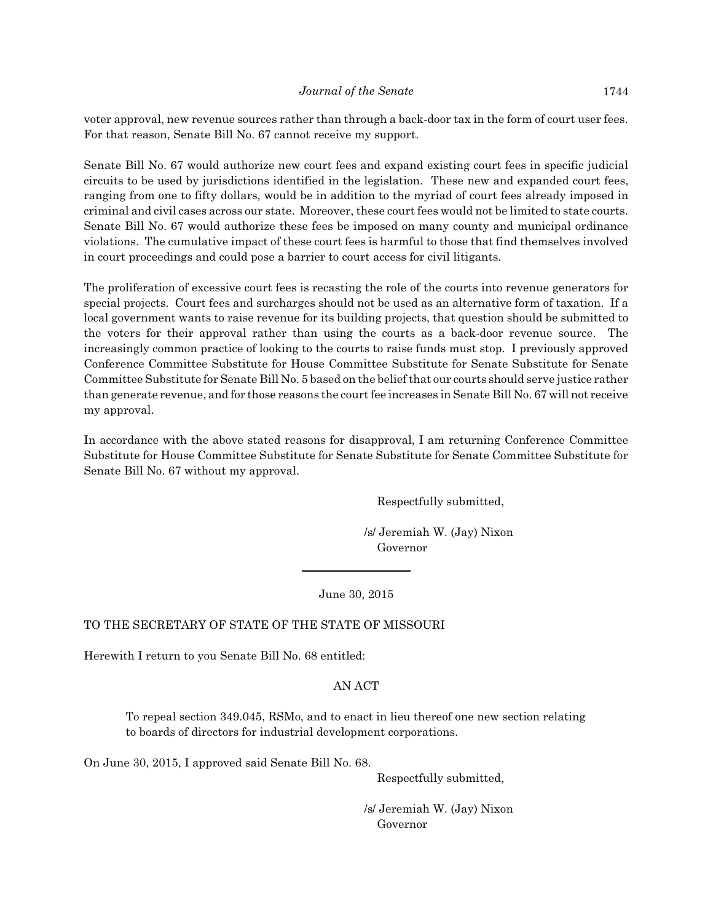voter approval, new revenue sources rather than through a back-door tax in the form of court user fees. For that reason, Senate Bill No. 67 cannot receive my support.

Senate Bill No. 67 would authorize new court fees and expand existing court fees in specific judicial circuits to be used by jurisdictions identified in the legislation. These new and expanded court fees, ranging from one to fifty dollars, would be in addition to the myriad of court fees already imposed in criminal and civil cases across our state. Moreover, these court fees would not be limited to state courts. Senate Bill No. 67 would authorize these fees be imposed on many county and municipal ordinance violations. The cumulative impact of these court fees is harmful to those that find themselves involved in court proceedings and could pose a barrier to court access for civil litigants.

The proliferation of excessive court fees is recasting the role of the courts into revenue generators for special projects. Court fees and surcharges should not be used as an alternative form of taxation. If a local government wants to raise revenue for its building projects, that question should be submitted to the voters for their approval rather than using the courts as a back-door revenue source. The increasingly common practice of looking to the courts to raise funds must stop. I previously approved Conference Committee Substitute for House Committee Substitute for Senate Substitute for Senate Committee Substitute for Senate Bill No. 5 based on the belief that our courts should serve justice rather than generate revenue, and for those reasons the court fee increases in Senate Bill No. 67 will not receive my approval.

In accordance with the above stated reasons for disapproval, I am returning Conference Committee Substitute for House Committee Substitute for Senate Substitute for Senate Committee Substitute for Senate Bill No. 67 without my approval.

Respectfully submitted,

/s/ Jeremiah W. (Jay) Nixon
Governor

---

June 30, 2015

TO THE SECRETARY OF STATE OF THE STATE OF MISSOURI

Herewith I return to you Senate Bill No. 68 entitled:

AN ACT

To repeal section 349.045, RSMo, and to enact in lieu thereof one new section relating to boards of directors for industrial development corporations.

On June 30, 2015, I approved said Senate Bill No. 68.

Respectfully submitted,

/s/ Jeremiah W. (Jay) Nixon
Governor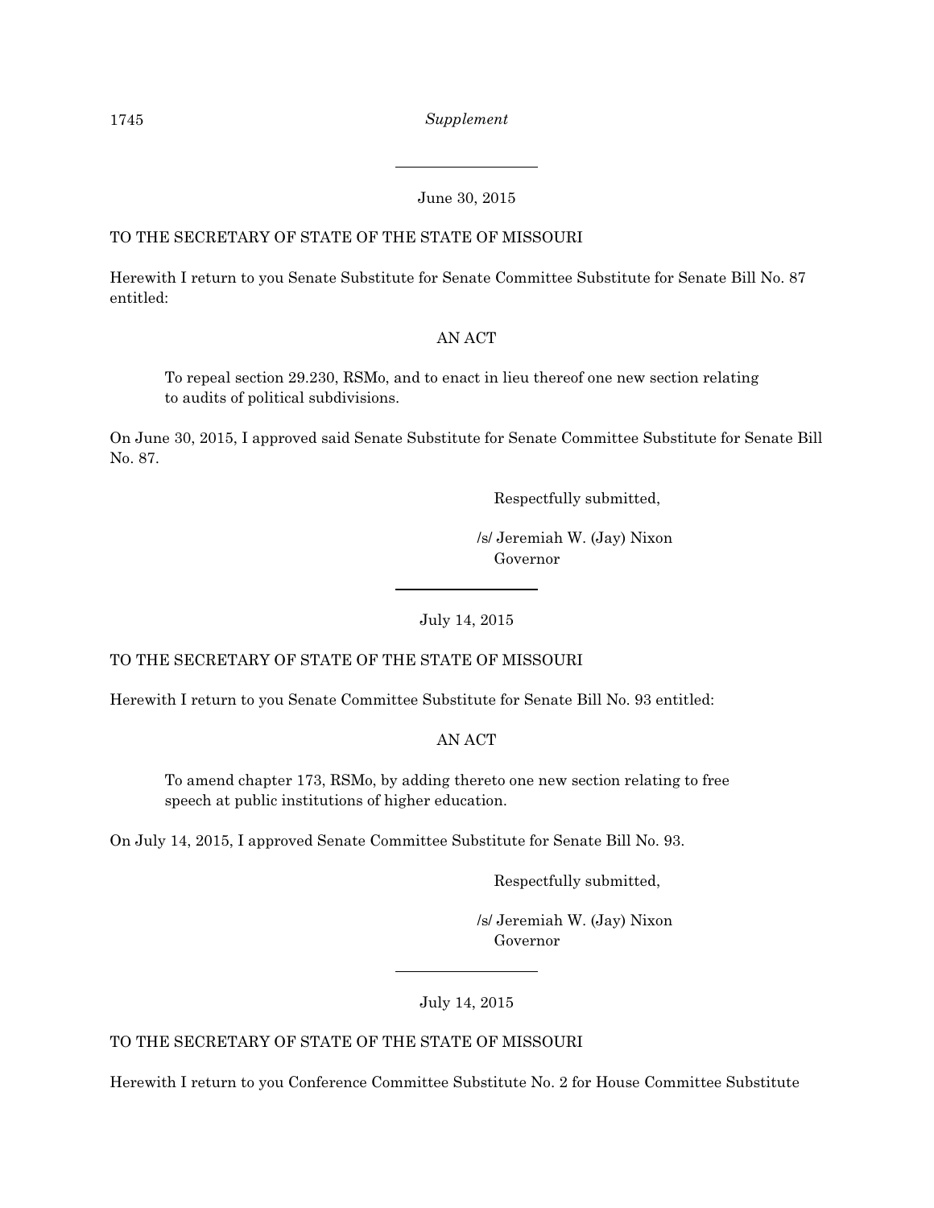---

June 30, 2015

TO THE SECRETARY OF STATE OF THE STATE OF MISSOURI

Herewith I return to you Senate Substitute for Senate Committee Substitute for Senate Bill No. 87 entitled:

AN ACT

> To repeal section 29.230, RSMo, and to enact in lieu thereof one new section relating to audits of political subdivisions.

On June 30, 2015, I approved said Senate Substitute for Senate Committee Substitute for Senate Bill No. 87.

Respectfully submitted,

/s/ Jeremiah W. (Jay) Nixon
Governor

---

July 14, 2015

TO THE SECRETARY OF STATE OF THE STATE OF MISSOURI

Herewith I return to you Senate Committee Substitute for Senate Bill No. 93 entitled:

AN ACT

> To amend chapter 173, RSMo, by adding thereto one new section relating to free speech at public institutions of higher education.

On July 14, 2015, I approved Senate Committee Substitute for Senate Bill No. 93.

Respectfully submitted,

/s/ Jeremiah W. (Jay) Nixon
Governor

---

July 14, 2015

TO THE SECRETARY OF STATE OF THE STATE OF MISSOURI

Herewith I return to you Conference Committee Substitute No. 2 for House Committee Substitute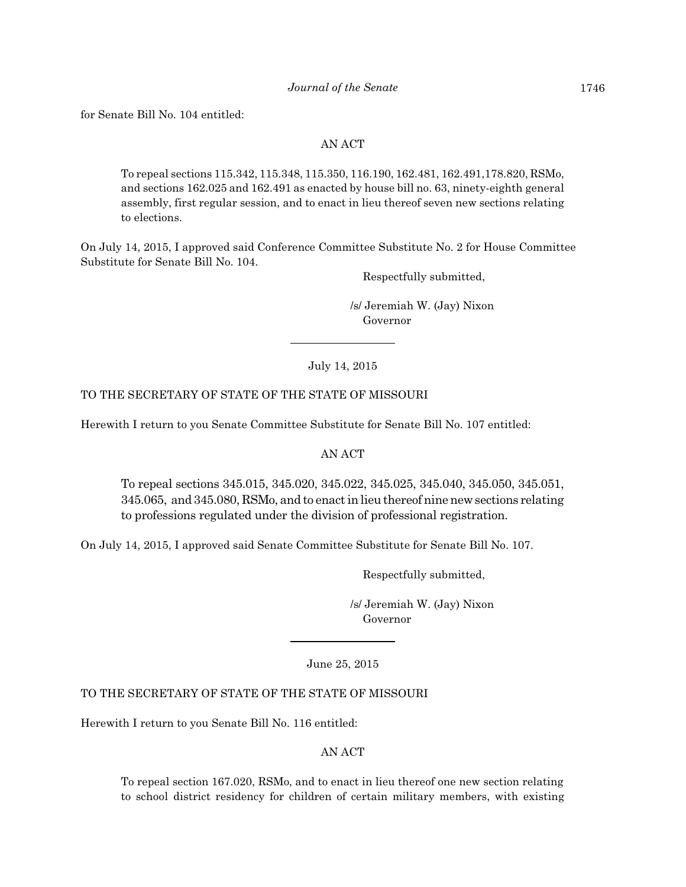for Senate Bill No. 104 entitled:

AN ACT

> To repeal sections 115.342, 115.348, 115.350, 116.190, 162.481, 162.491,178.820, RSMo, and sections 162.025 and 162.491 as enacted by house bill no. 63, ninety-eighth general assembly, first regular session, and to enact in lieu thereof seven new sections relating to elections.

On July 14, 2015, I approved said Conference Committee Substitute No. 2 for House Committee Substitute for Senate Bill No. 104.

Respectfully submitted,

/s/ Jeremiah W. (Jay) Nixon
Governor

---

July 14, 2015

TO THE SECRETARY OF STATE OF THE STATE OF MISSOURI

Herewith I return to you Senate Committee Substitute for Senate Bill No. 107 entitled:

AN ACT

> To repeal sections 345.015, 345.020, 345.022, 345.025, 345.040, 345.050, 345.051, 345.065, and 345.080, RSMo, and to enact in lieu thereof nine new sections relating to professions regulated under the division of professional registration.

On July 14, 2015, I approved said Senate Committee Substitute for Senate Bill No. 107.

Respectfully submitted,

/s/ Jeremiah W. (Jay) Nixon
Governor

---

June 25, 2015

TO THE SECRETARY OF STATE OF THE STATE OF MISSOURI

Herewith I return to you Senate Bill No. 116 entitled:

AN ACT

> To repeal section 167.020, RSMo, and to enact in lieu thereof one new section relating to school district residency for children of certain military members, with existing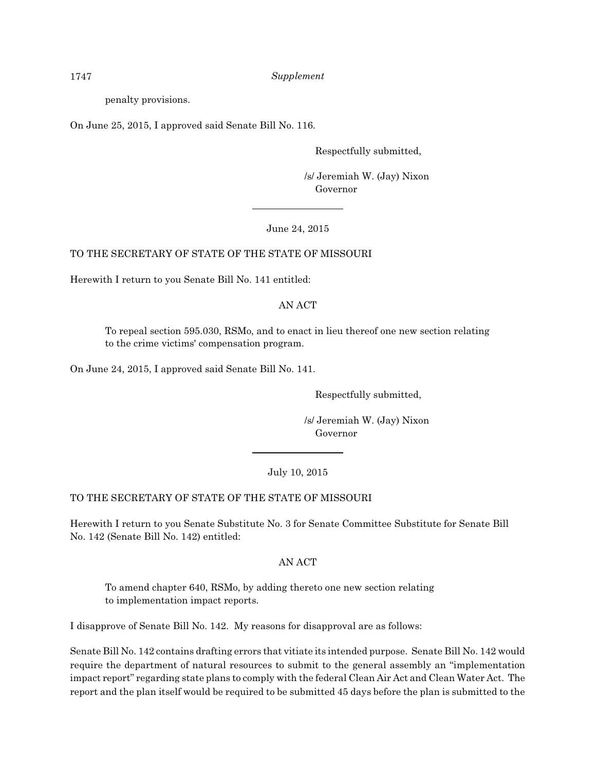penalty provisions.

On June 25, 2015, I approved said Senate Bill No. 116.

Respectfully submitted,

/s/ Jeremiah W. (Jay) Nixon
Governor

---

June 24, 2015

TO THE SECRETARY OF STATE OF THE STATE OF MISSOURI

Herewith I return to you Senate Bill No. 141 entitled:

AN ACT

To repeal section 595.030, RSMo, and to enact in lieu thereof one new section relating to the crime victims' compensation program.

On June 24, 2015, I approved said Senate Bill No. 141.

Respectfully submitted,

/s/ Jeremiah W. (Jay) Nixon
Governor

---

July 10, 2015

TO THE SECRETARY OF STATE OF THE STATE OF MISSOURI

Herewith I return to you Senate Substitute No. 3 for Senate Committee Substitute for Senate Bill No. 142 (Senate Bill No. 142) entitled:

AN ACT

To amend chapter 640, RSMo, by adding thereto one new section relating to implementation impact reports.

I disapprove of Senate Bill No. 142. My reasons for disapproval are as follows:

Senate Bill No. 142 contains drafting errors that vitiate its intended purpose. Senate Bill No. 142 would require the department of natural resources to submit to the general assembly an "implementation impact report" regarding state plans to comply with the federal Clean Air Act and Clean Water Act. The report and the plan itself would be required to be submitted 45 days before the plan is submitted to the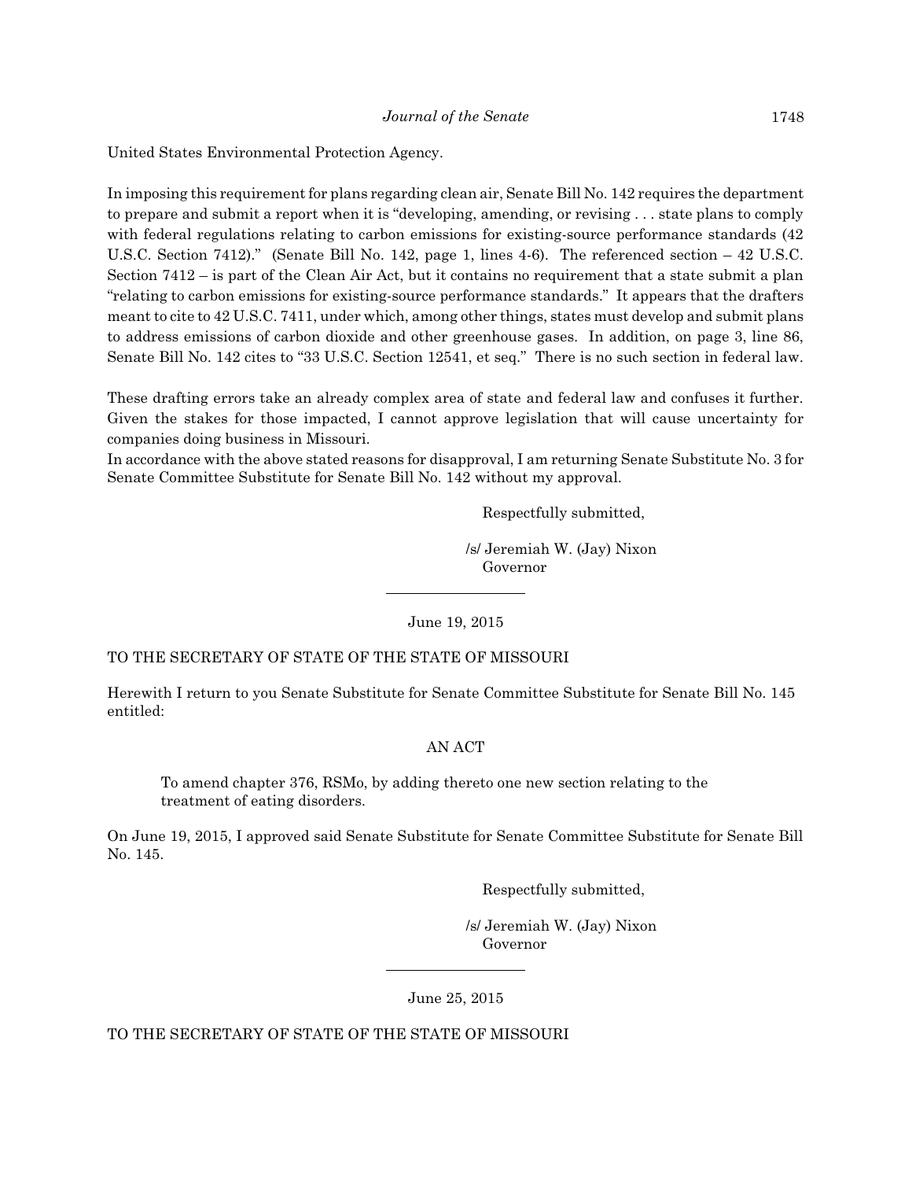United States Environmental Protection Agency.

In imposing this requirement for plans regarding clean air, Senate Bill No. 142 requires the department to prepare and submit a report when it is "developing, amending, or revising . . . state plans to comply with federal regulations relating to carbon emissions for existing-source performance standards (42 U.S.C. Section 7412)." (Senate Bill No. 142, page 1, lines 4-6). The referenced section – 42 U.S.C. Section 7412 – is part of the Clean Air Act, but it contains no requirement that a state submit a plan "relating to carbon emissions for existing-source performance standards." It appears that the drafters meant to cite to 42 U.S.C. 7411, under which, among other things, states must develop and submit plans to address emissions of carbon dioxide and other greenhouse gases. In addition, on page 3, line 86, Senate Bill No. 142 cites to "33 U.S.C. Section 12541, et seq." There is no such section in federal law.

These drafting errors take an already complex area of state and federal law and confuses it further. Given the stakes for those impacted, I cannot approve legislation that will cause uncertainty for companies doing business in Missouri.

In accordance with the above stated reasons for disapproval, I am returning Senate Substitute No. 3 for Senate Committee Substitute for Senate Bill No. 142 without my approval.

Respectfully submitted,

/s/ Jeremiah W. (Jay) Nixon
Governor

---

June 19, 2015

TO THE SECRETARY OF STATE OF THE STATE OF MISSOURI

Herewith I return to you Senate Substitute for Senate Committee Substitute for Senate Bill No. 145 entitled:

AN ACT

To amend chapter 376, RSMo, by adding thereto one new section relating to the treatment of eating disorders.

On June 19, 2015, I approved said Senate Substitute for Senate Committee Substitute for Senate Bill No. 145.

Respectfully submitted,

/s/ Jeremiah W. (Jay) Nixon
Governor

---

June 25, 2015

TO THE SECRETARY OF STATE OF THE STATE OF MISSOURI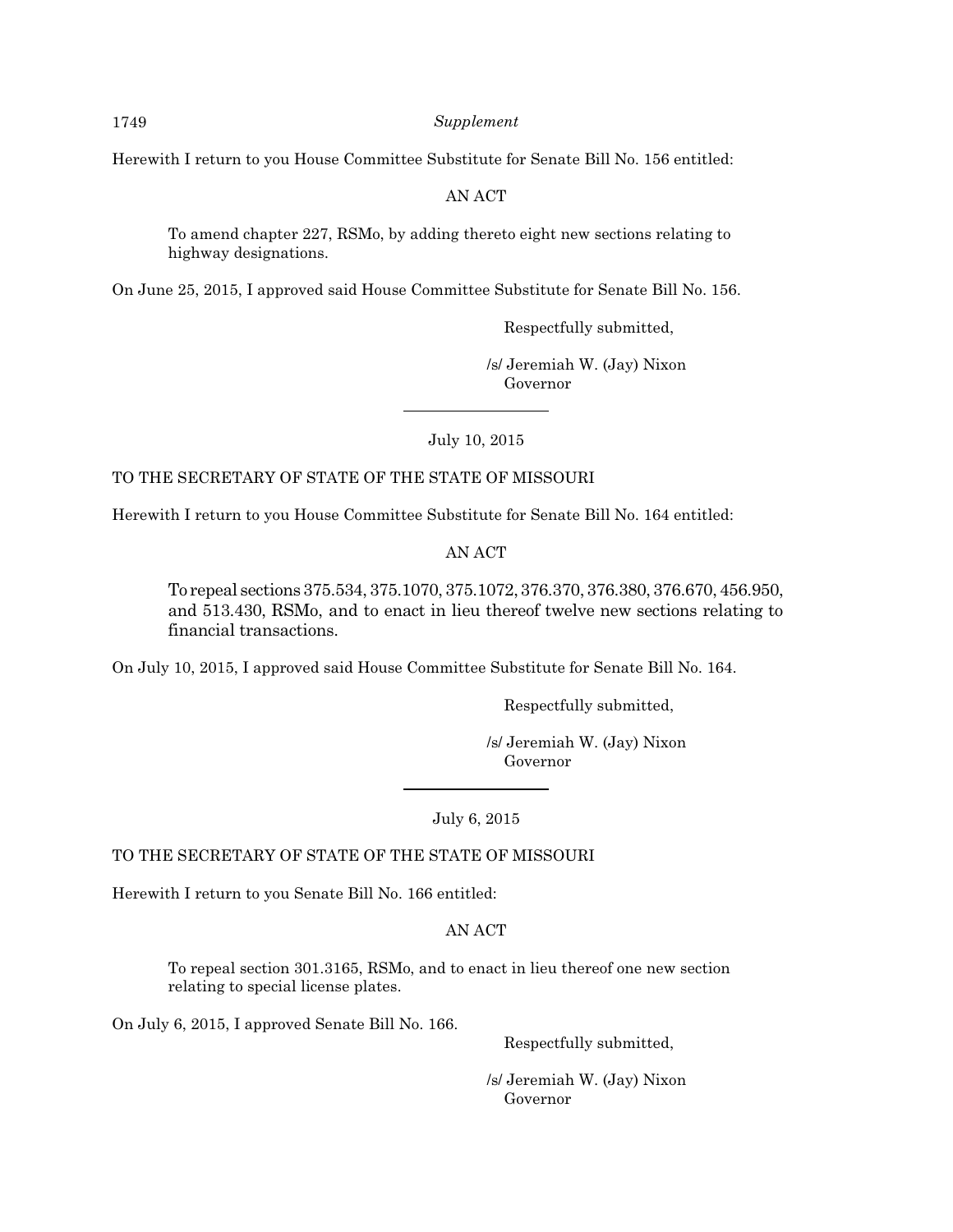Herewith I return to you House Committee Substitute for Senate Bill No. 156 entitled:

AN ACT

> To amend chapter 227, RSMo, by adding thereto eight new sections relating to highway designations.

On June 25, 2015, I approved said House Committee Substitute for Senate Bill No. 156.

Respectfully submitted,

/s/ Jeremiah W. (Jay) Nixon
Governor

---

July 10, 2015

TO THE SECRETARY OF STATE OF THE STATE OF MISSOURI

Herewith I return to you House Committee Substitute for Senate Bill No. 164 entitled:

AN ACT

> To repeal sections 375.534, 375.1070, 375.1072, 376.370, 376.380, 376.670, 456.950, and 513.430, RSMo, and to enact in lieu thereof twelve new sections relating to financial transactions.

On July 10, 2015, I approved said House Committee Substitute for Senate Bill No. 164.

Respectfully submitted,

/s/ Jeremiah W. (Jay) Nixon
Governor

---

July 6, 2015

TO THE SECRETARY OF STATE OF THE STATE OF MISSOURI

Herewith I return to you Senate Bill No. 166 entitled:

AN ACT

> To repeal section 301.3165, RSMo, and to enact in lieu thereof one new section relating to special license plates.

On July 6, 2015, I approved Senate Bill No. 166.

Respectfully submitted,

/s/ Jeremiah W. (Jay) Nixon
Governor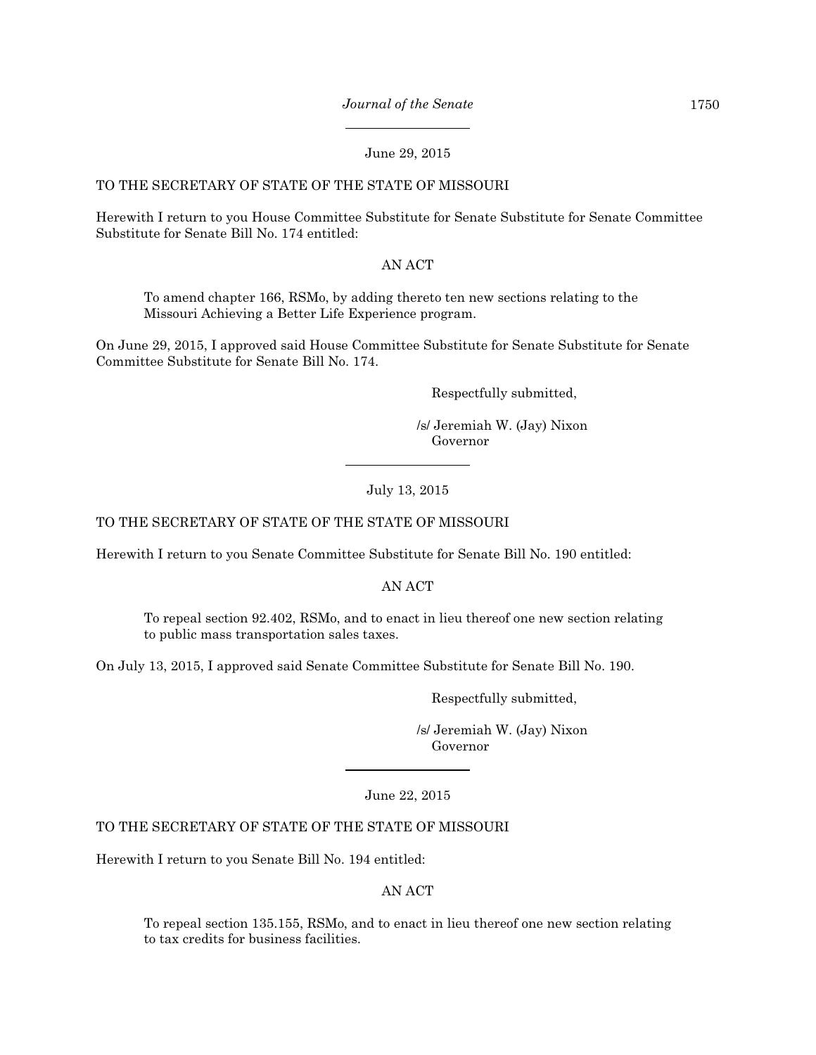June 29, 2015

TO THE SECRETARY OF STATE OF THE STATE OF MISSOURI

Herewith I return to you House Committee Substitute for Senate Substitute for Senate Committee Substitute for Senate Bill No. 174 entitled:

AN ACT

> To amend chapter 166, RSMo, by adding thereto ten new sections relating to the Missouri Achieving a Better Life Experience program.

On June 29, 2015, I approved said House Committee Substitute for Senate Substitute for Senate Committee Substitute for Senate Bill No. 174.

Respectfully submitted,

/s/ Jeremiah W. (Jay) Nixon
Governor

---

July 13, 2015

TO THE SECRETARY OF STATE OF THE STATE OF MISSOURI

Herewith I return to you Senate Committee Substitute for Senate Bill No. 190 entitled:

AN ACT

> To repeal section 92.402, RSMo, and to enact in lieu thereof one new section relating to public mass transportation sales taxes.

On July 13, 2015, I approved said Senate Committee Substitute for Senate Bill No. 190.

Respectfully submitted,

/s/ Jeremiah W. (Jay) Nixon
Governor

---

June 22, 2015

TO THE SECRETARY OF STATE OF THE STATE OF MISSOURI

Herewith I return to you Senate Bill No. 194 entitled:

AN ACT

> To repeal section 135.155, RSMo, and to enact in lieu thereof one new section relating to tax credits for business facilities.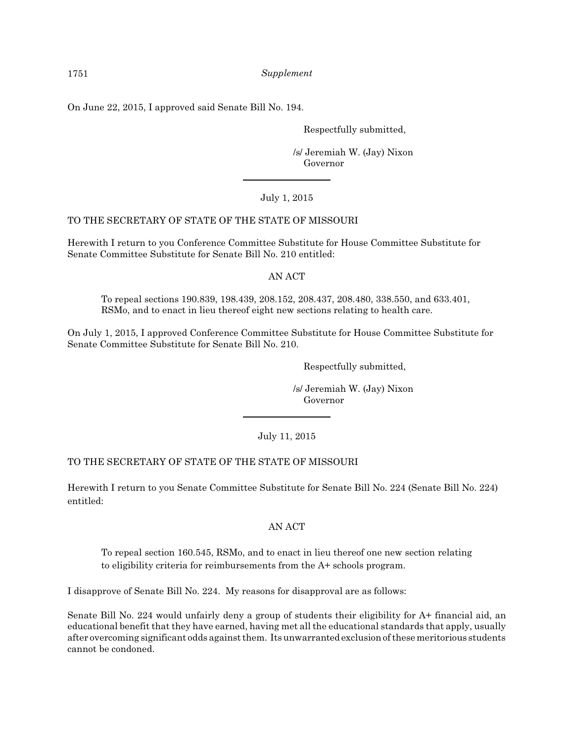On June 22, 2015, I approved said Senate Bill No. 194.

Respectfully submitted,

/s/ Jeremiah W. (Jay) Nixon
Governor

---

July 1, 2015

TO THE SECRETARY OF STATE OF THE STATE OF MISSOURI

Herewith I return to you Conference Committee Substitute for House Committee Substitute for Senate Committee Substitute for Senate Bill No. 210 entitled:

AN ACT

> To repeal sections 190.839, 198.439, 208.152, 208.437, 208.480, 338.550, and 633.401, RSMo, and to enact in lieu thereof eight new sections relating to health care.

On July 1, 2015, I approved Conference Committee Substitute for House Committee Substitute for Senate Committee Substitute for Senate Bill No. 210.

Respectfully submitted,

/s/ Jeremiah W. (Jay) Nixon
Governor

---

July 11, 2015

TO THE SECRETARY OF STATE OF THE STATE OF MISSOURI

Herewith I return to you Senate Committee Substitute for Senate Bill No. 224 (Senate Bill No. 224) entitled:

AN ACT

> To repeal section 160.545, RSMo, and to enact in lieu thereof one new section relating to eligibility criteria for reimbursements from the A+ schools program.

I disapprove of Senate Bill No. 224. My reasons for disapproval are as follows:

Senate Bill No. 224 would unfairly deny a group of students their eligibility for A+ financial aid, an educational benefit that they have earned, having met all the educational standards that apply, usually after overcoming significant odds against them. Its unwarranted exclusion of these meritorious students cannot be condoned.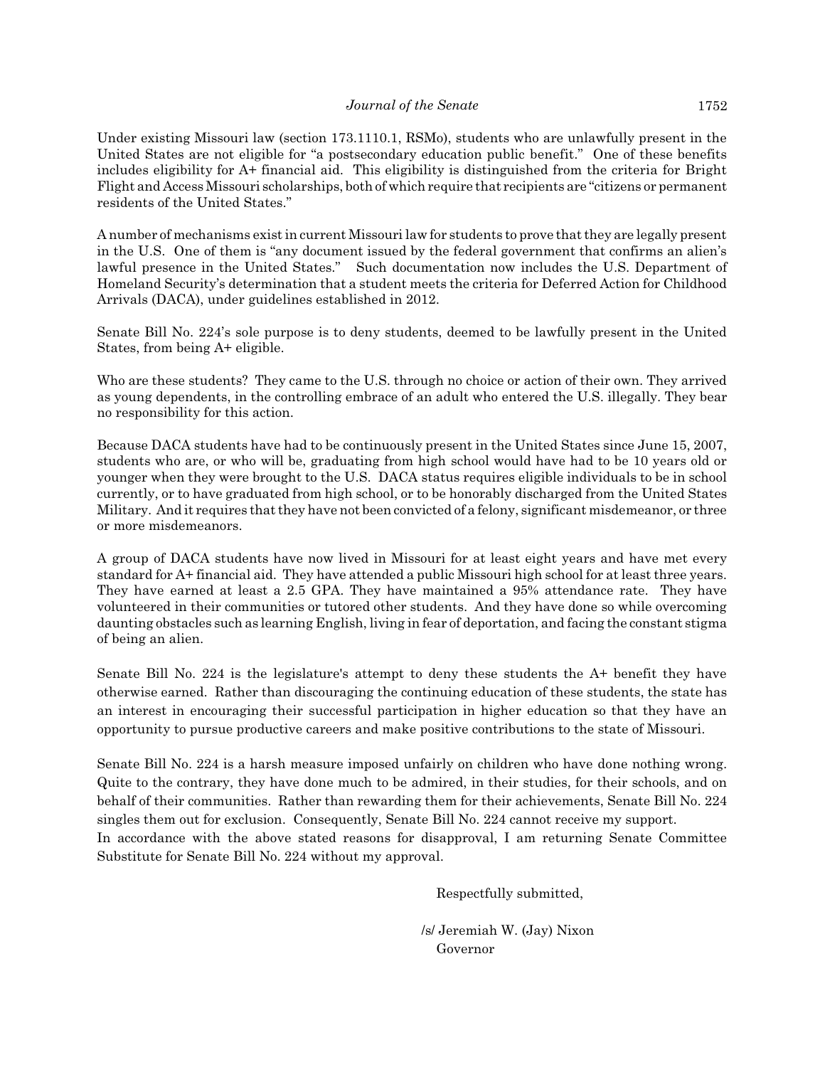Under existing Missouri law (section 173.1110.1, RSMo), students who are unlawfully present in the United States are not eligible for "a postsecondary education public benefit." One of these benefits includes eligibility for A+ financial aid. This eligibility is distinguished from the criteria for Bright Flight and Access Missouri scholarships, both of which require that recipients are "citizens or permanent residents of the United States."

A number of mechanisms exist in current Missouri law for students to prove that they are legally present in the U.S. One of them is "any document issued by the federal government that confirms an alien's lawful presence in the United States." Such documentation now includes the U.S. Department of Homeland Security's determination that a student meets the criteria for Deferred Action for Childhood Arrivals (DACA), under guidelines established in 2012.

Senate Bill No. 224's sole purpose is to deny students, deemed to be lawfully present in the United States, from being A+ eligible.

Who are these students? They came to the U.S. through no choice or action of their own. They arrived as young dependents, in the controlling embrace of an adult who entered the U.S. illegally. They bear no responsibility for this action.

Because DACA students have had to be continuously present in the United States since June 15, 2007, students who are, or who will be, graduating from high school would have had to be 10 years old or younger when they were brought to the U.S. DACA status requires eligible individuals to be in school currently, or to have graduated from high school, or to be honorably discharged from the United States Military. And it requires that they have not been convicted of a felony, significant misdemeanor, or three or more misdemeanors.

A group of DACA students have now lived in Missouri for at least eight years and have met every standard for A+ financial aid. They have attended a public Missouri high school for at least three years. They have earned at least a 2.5 GPA. They have maintained a 95% attendance rate. They have volunteered in their communities or tutored other students. And they have done so while overcoming daunting obstacles such as learning English, living in fear of deportation, and facing the constant stigma of being an alien.

Senate Bill No. 224 is the legislature's attempt to deny these students the A+ benefit they have otherwise earned. Rather than discouraging the continuing education of these students, the state has an interest in encouraging their successful participation in higher education so that they have an opportunity to pursue productive careers and make positive contributions to the state of Missouri.

Senate Bill No. 224 is a harsh measure imposed unfairly on children who have done nothing wrong. Quite to the contrary, they have done much to be admired, in their studies, for their schools, and on behalf of their communities. Rather than rewarding them for their achievements, Senate Bill No. 224 singles them out for exclusion. Consequently, Senate Bill No. 224 cannot receive my support.

In accordance with the above stated reasons for disapproval, I am returning Senate Committee Substitute for Senate Bill No. 224 without my approval.

Respectfully submitted,

/s/ Jeremiah W. (Jay) Nixon
Governor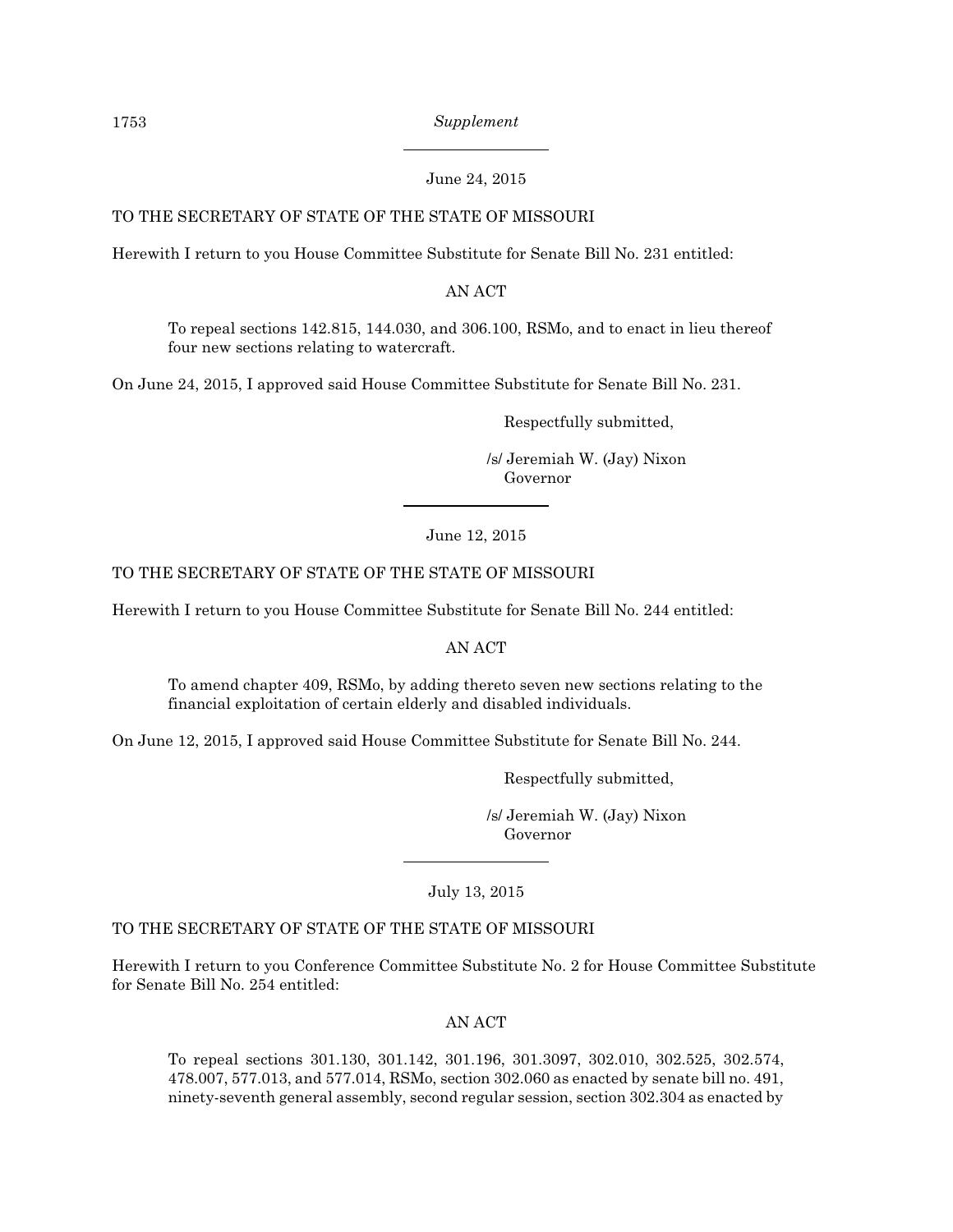June 24, 2015

TO THE SECRETARY OF STATE OF THE STATE OF MISSOURI

Herewith I return to you House Committee Substitute for Senate Bill No. 231 entitled:

AN ACT

> To repeal sections 142.815, 144.030, and 306.100, RSMo, and to enact in lieu thereof four new sections relating to watercraft.

On June 24, 2015, I approved said House Committee Substitute for Senate Bill No. 231.

Respectfully submitted,

/s/ Jeremiah W. (Jay) Nixon
Governor

---

June 12, 2015

TO THE SECRETARY OF STATE OF THE STATE OF MISSOURI

Herewith I return to you House Committee Substitute for Senate Bill No. 244 entitled:

AN ACT

> To amend chapter 409, RSMo, by adding thereto seven new sections relating to the financial exploitation of certain elderly and disabled individuals.

On June 12, 2015, I approved said House Committee Substitute for Senate Bill No. 244.

Respectfully submitted,

/s/ Jeremiah W. (Jay) Nixon
Governor

---

July 13, 2015

TO THE SECRETARY OF STATE OF THE STATE OF MISSOURI

Herewith I return to you Conference Committee Substitute No. 2 for House Committee Substitute for Senate Bill No. 254 entitled:

AN ACT

> To repeal sections 301.130, 301.142, 301.196, 301.3097, 302.010, 302.525, 302.574, 478.007, 577.013, and 577.014, RSMo, section 302.060 as enacted by senate bill no. 491, ninety-seventh general assembly, second regular session, section 302.304 as enacted by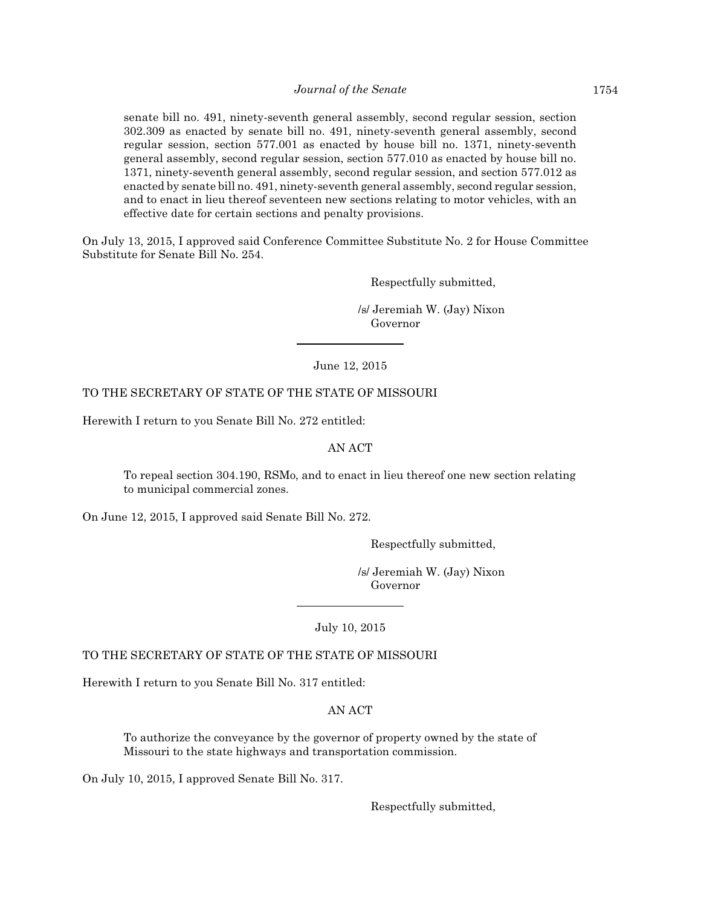senate bill no. 491, ninety-seventh general assembly, second regular session, section 302.309 as enacted by senate bill no. 491, ninety-seventh general assembly, second regular session, section 577.001 as enacted by house bill no. 1371, ninety-seventh general assembly, second regular session, section 577.010 as enacted by house bill no. 1371, ninety-seventh general assembly, second regular session, and section 577.012 as enacted by senate bill no. 491, ninety-seventh general assembly, second regular session, and to enact in lieu thereof seventeen new sections relating to motor vehicles, with an effective date for certain sections and penalty provisions.

On July 13, 2015, I approved said Conference Committee Substitute No. 2 for House Committee Substitute for Senate Bill No. 254.

Respectfully submitted,

/s/ Jeremiah W. (Jay) Nixon
Governor

---

June 12, 2015

TO THE SECRETARY OF STATE OF THE STATE OF MISSOURI

Herewith I return to you Senate Bill No. 272 entitled:

AN ACT

To repeal section 304.190, RSMo, and to enact in lieu thereof one new section relating to municipal commercial zones.

On June 12, 2015, I approved said Senate Bill No. 272.

Respectfully submitted,

/s/ Jeremiah W. (Jay) Nixon
Governor

---

July 10, 2015

TO THE SECRETARY OF STATE OF THE STATE OF MISSOURI

Herewith I return to you Senate Bill No. 317 entitled:

AN ACT

To authorize the conveyance by the governor of property owned by the state of Missouri to the state highways and transportation commission.

On July 10, 2015, I approved Senate Bill No. 317.

Respectfully submitted,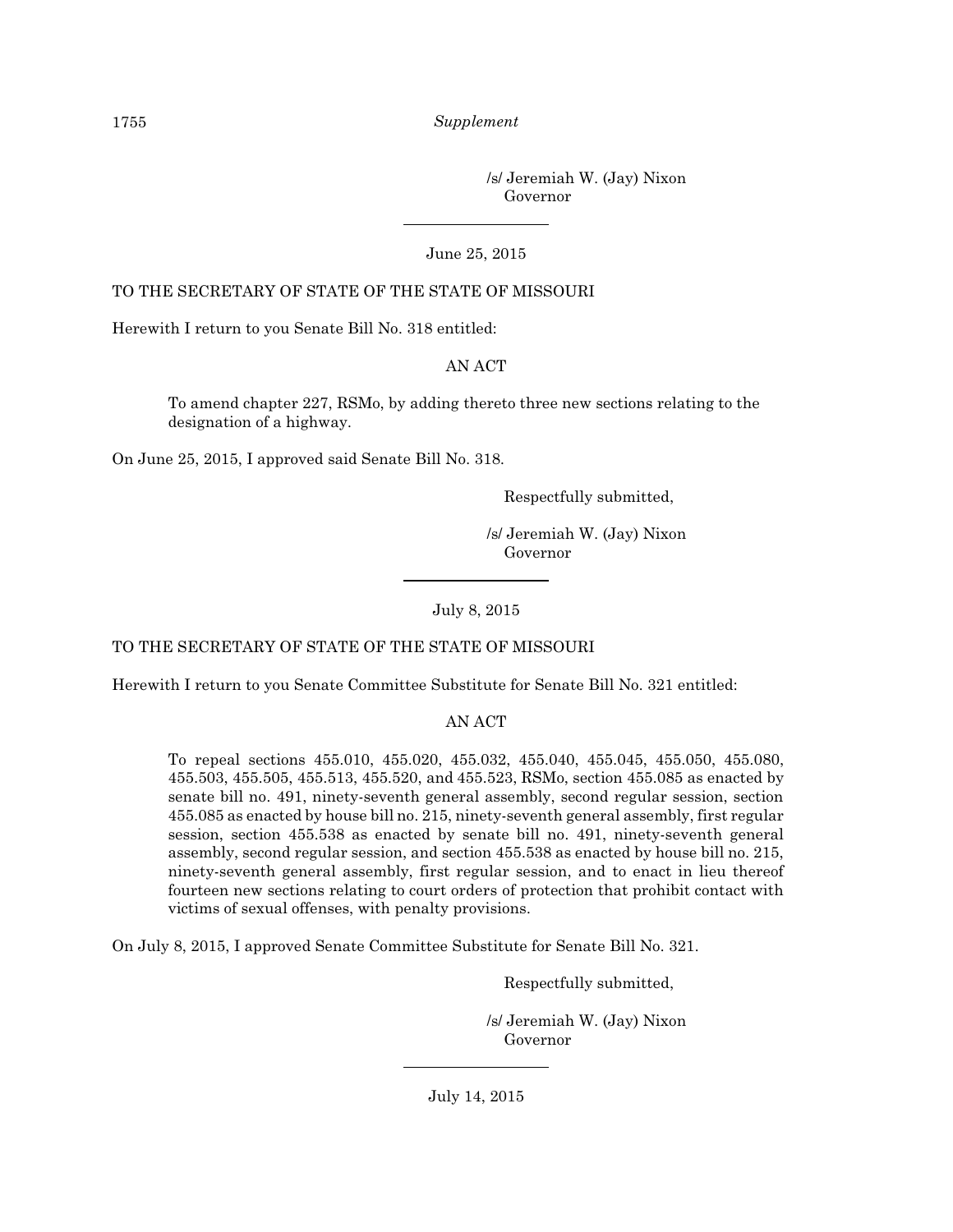/s/ Jeremiah W. (Jay) Nixon
Governor

---

June 25, 2015

TO THE SECRETARY OF STATE OF THE STATE OF MISSOURI

Herewith I return to you Senate Bill No. 318 entitled:

AN ACT

> To amend chapter 227, RSMo, by adding thereto three new sections relating to the designation of a highway.

On June 25, 2015, I approved said Senate Bill No. 318.

Respectfully submitted,

/s/ Jeremiah W. (Jay) Nixon
Governor

---

July 8, 2015

TO THE SECRETARY OF STATE OF THE STATE OF MISSOURI

Herewith I return to you Senate Committee Substitute for Senate Bill No. 321 entitled:

AN ACT

> To repeal sections 455.010, 455.020, 455.032, 455.040, 455.045, 455.050, 455.080, 455.503, 455.505, 455.513, 455.520, and 455.523, RSMo, section 455.085 as enacted by senate bill no. 491, ninety-seventh general assembly, second regular session, section 455.085 as enacted by house bill no. 215, ninety-seventh general assembly, first regular session, section 455.538 as enacted by senate bill no. 491, ninety-seventh general assembly, second regular session, and section 455.538 as enacted by house bill no. 215, ninety-seventh general assembly, first regular session, and to enact in lieu thereof fourteen new sections relating to court orders of protection that prohibit contact with victims of sexual offenses, with penalty provisions.

On July 8, 2015, I approved Senate Committee Substitute for Senate Bill No. 321.

Respectfully submitted,

/s/ Jeremiah W. (Jay) Nixon
Governor

---

July 14, 2015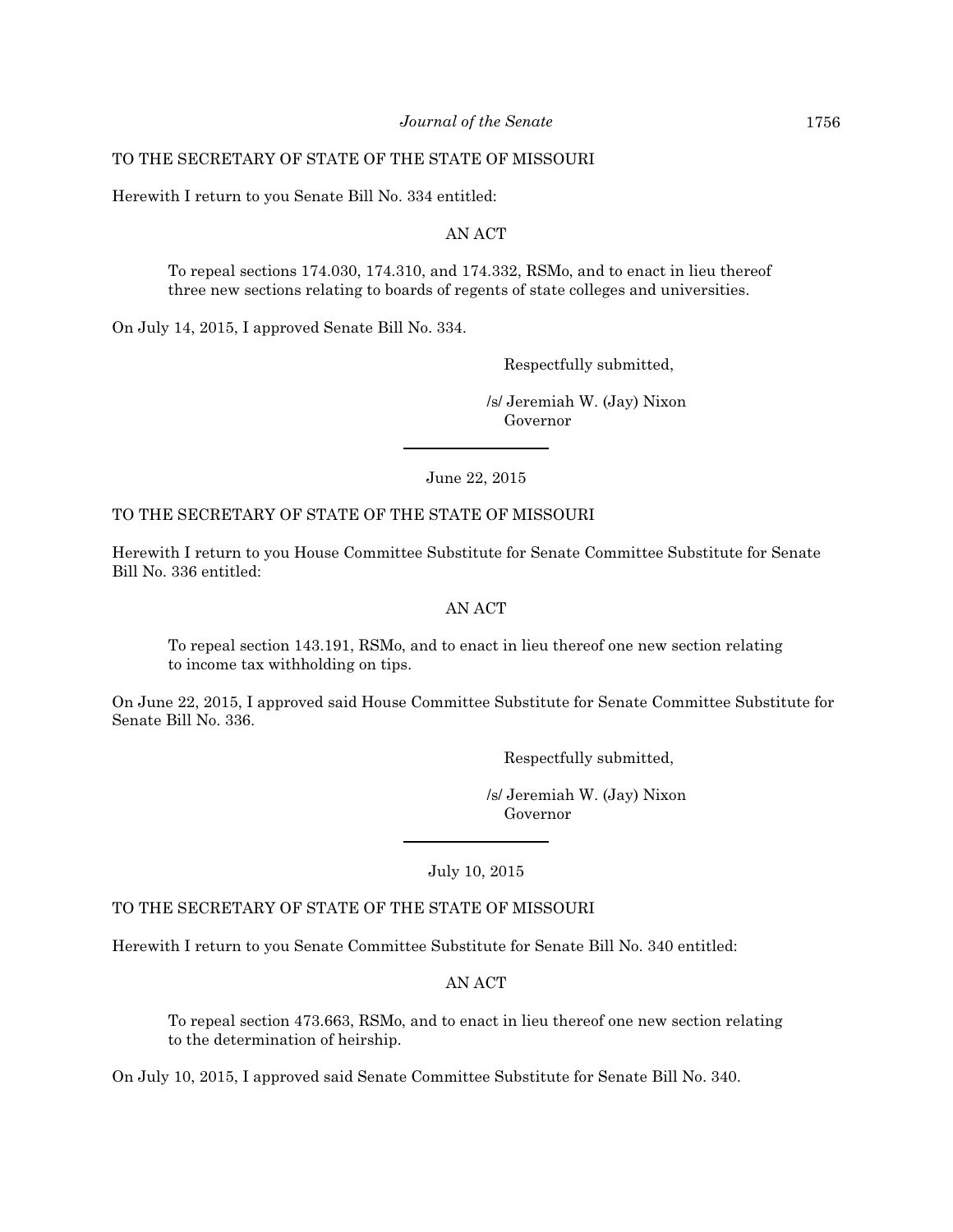TO THE SECRETARY OF STATE OF THE STATE OF MISSOURI

Herewith I return to you Senate Bill No. 334 entitled:

AN ACT

> To repeal sections 174.030, 174.310, and 174.332, RSMo, and to enact in lieu thereof three new sections relating to boards of regents of state colleges and universities.

On July 14, 2015, I approved Senate Bill No. 334.

Respectfully submitted,

/s/ Jeremiah W. (Jay) Nixon
Governor

---

June 22, 2015

TO THE SECRETARY OF STATE OF THE STATE OF MISSOURI

Herewith I return to you House Committee Substitute for Senate Committee Substitute for Senate Bill No. 336 entitled:

AN ACT

> To repeal section 143.191, RSMo, and to enact in lieu thereof one new section relating to income tax withholding on tips.

On June 22, 2015, I approved said House Committee Substitute for Senate Committee Substitute for Senate Bill No. 336.

Respectfully submitted,

/s/ Jeremiah W. (Jay) Nixon
Governor

---

July 10, 2015

TO THE SECRETARY OF STATE OF THE STATE OF MISSOURI

Herewith I return to you Senate Committee Substitute for Senate Bill No. 340 entitled:

AN ACT

> To repeal section 473.663, RSMo, and to enact in lieu thereof one new section relating to the determination of heirship.

On July 10, 2015, I approved said Senate Committee Substitute for Senate Bill No. 340.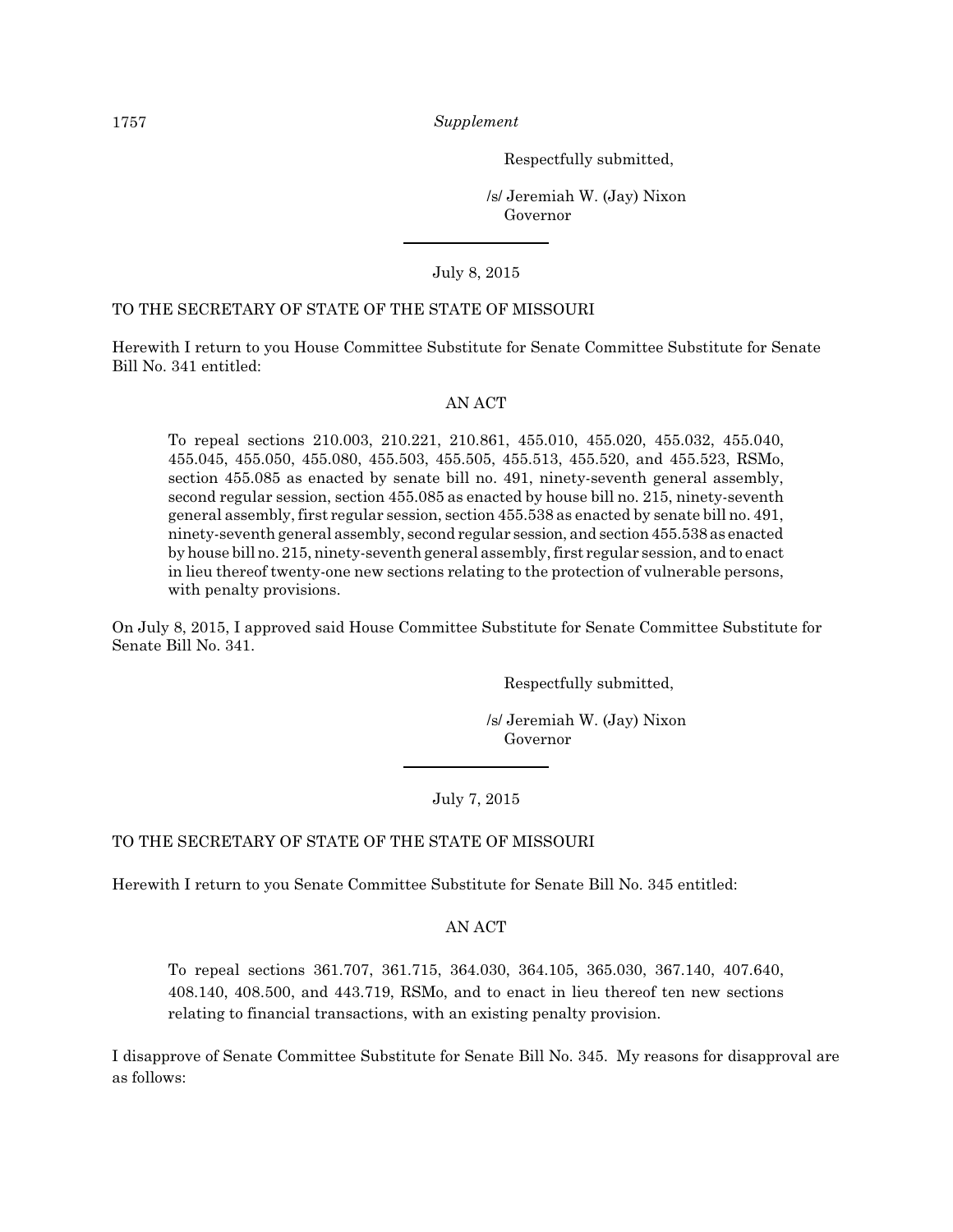Respectfully submitted,

/s/ Jeremiah W. (Jay) Nixon
Governor

---

July 8, 2015

TO THE SECRETARY OF STATE OF THE STATE OF MISSOURI

Herewith I return to you House Committee Substitute for Senate Committee Substitute for Senate Bill No. 341 entitled:

AN ACT

> To repeal sections 210.003, 210.221, 210.861, 455.010, 455.020, 455.032, 455.040, 455.045, 455.050, 455.080, 455.503, 455.505, 455.513, 455.520, and 455.523, RSMo, section 455.085 as enacted by senate bill no. 491, ninety-seventh general assembly, second regular session, section 455.085 as enacted by house bill no. 215, ninety-seventh general assembly, first regular session, section 455.538 as enacted by senate bill no. 491, ninety-seventh general assembly, second regular session, and section 455.538 as enacted by house bill no. 215, ninety-seventh general assembly, first regular session, and to enact in lieu thereof twenty-one new sections relating to the protection of vulnerable persons, with penalty provisions.

On July 8, 2015, I approved said House Committee Substitute for Senate Committee Substitute for Senate Bill No. 341.

Respectfully submitted,

/s/ Jeremiah W. (Jay) Nixon
Governor

---

July 7, 2015

TO THE SECRETARY OF STATE OF THE STATE OF MISSOURI

Herewith I return to you Senate Committee Substitute for Senate Bill No. 345 entitled:

AN ACT

> To repeal sections 361.707, 361.715, 364.030, 364.105, 365.030, 367.140, 407.640, 408.140, 408.500, and 443.719, RSMo, and to enact in lieu thereof ten new sections relating to financial transactions, with an existing penalty provision.

I disapprove of Senate Committee Substitute for Senate Bill No. 345. My reasons for disapproval are as follows: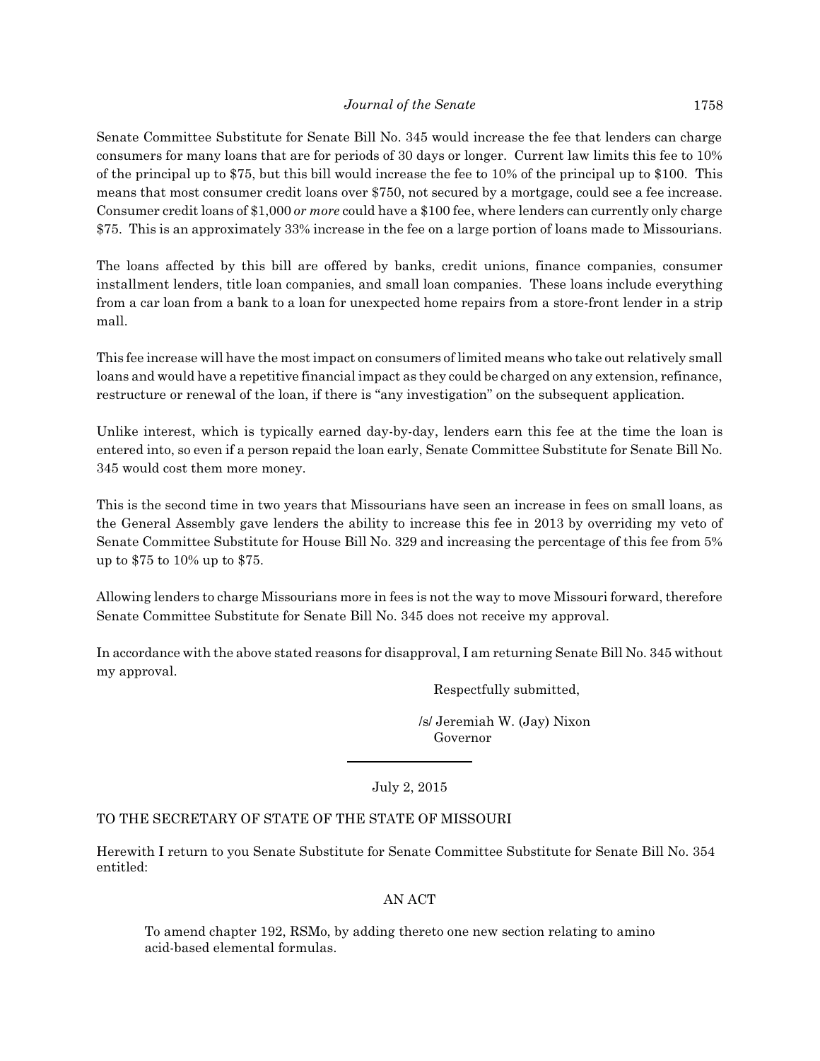Senate Committee Substitute for Senate Bill No. 345 would increase the fee that lenders can charge consumers for many loans that are for periods of 30 days or longer. Current law limits this fee to 10% of the principal up to $75, but this bill would increase the fee to 10% of the principal up to $100. This means that most consumer credit loans over $750, not secured by a mortgage, could see a fee increase. Consumer credit loans of $1,000 *or more* could have a $100 fee, where lenders can currently only charge $75. This is an approximately 33% increase in the fee on a large portion of loans made to Missourians.

The loans affected by this bill are offered by banks, credit unions, finance companies, consumer installment lenders, title loan companies, and small loan companies. These loans include everything from a car loan from a bank to a loan for unexpected home repairs from a store-front lender in a strip mall.

This fee increase will have the most impact on consumers of limited means who take out relatively small loans and would have a repetitive financial impact as they could be charged on any extension, refinance, restructure or renewal of the loan, if there is "any investigation" on the subsequent application.

Unlike interest, which is typically earned day-by-day, lenders earn this fee at the time the loan is entered into, so even if a person repaid the loan early, Senate Committee Substitute for Senate Bill No. 345 would cost them more money.

This is the second time in two years that Missourians have seen an increase in fees on small loans, as the General Assembly gave lenders the ability to increase this fee in 2013 by overriding my veto of Senate Committee Substitute for House Bill No. 329 and increasing the percentage of this fee from 5% up to $75 to 10% up to $75.

Allowing lenders to charge Missourians more in fees is not the way to move Missouri forward, therefore Senate Committee Substitute for Senate Bill No. 345 does not receive my approval.

In accordance with the above stated reasons for disapproval, I am returning Senate Bill No. 345 without my approval.

Respectfully submitted,

/s/ Jeremiah W. (Jay) Nixon
Governor

---

July 2, 2015

TO THE SECRETARY OF STATE OF THE STATE OF MISSOURI

Herewith I return to you Senate Substitute for Senate Committee Substitute for Senate Bill No. 354 entitled:

AN ACT

To amend chapter 192, RSMo, by adding thereto one new section relating to amino acid-based elemental formulas.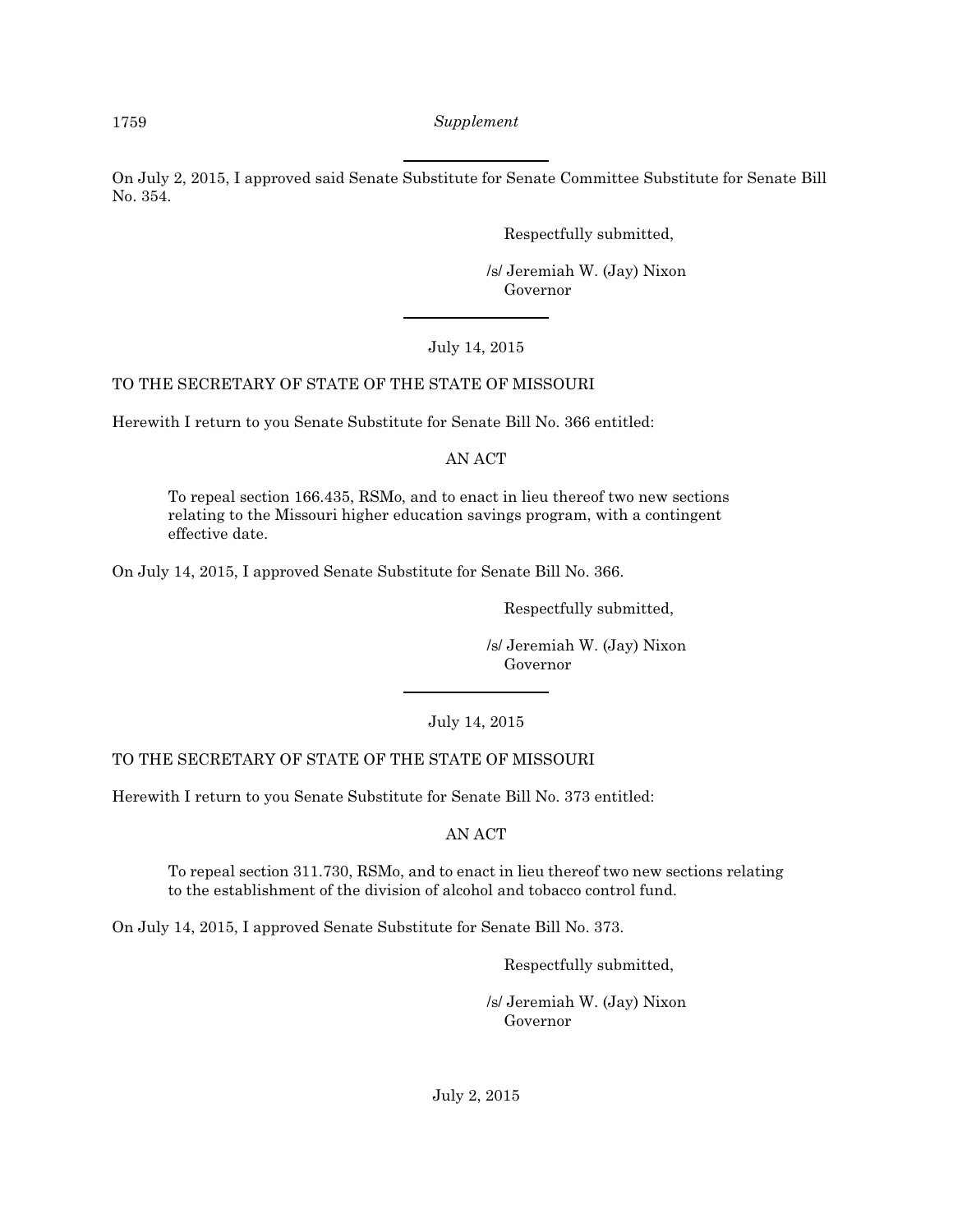On July 2, 2015, I approved said Senate Substitute for Senate Committee Substitute for Senate Bill No. 354.

Respectfully submitted,

/s/ Jeremiah W. (Jay) Nixon
Governor

---

July 14, 2015

TO THE SECRETARY OF STATE OF THE STATE OF MISSOURI

Herewith I return to you Senate Substitute for Senate Bill No. 366 entitled:

AN ACT

> To repeal section 166.435, RSMo, and to enact in lieu thereof two new sections relating to the Missouri higher education savings program, with a contingent effective date.

On July 14, 2015, I approved Senate Substitute for Senate Bill No. 366.

Respectfully submitted,

/s/ Jeremiah W. (Jay) Nixon
Governor

---

July 14, 2015

TO THE SECRETARY OF STATE OF THE STATE OF MISSOURI

Herewith I return to you Senate Substitute for Senate Bill No. 373 entitled:

AN ACT

> To repeal section 311.730, RSMo, and to enact in lieu thereof two new sections relating to the establishment of the division of alcohol and tobacco control fund.

On July 14, 2015, I approved Senate Substitute for Senate Bill No. 373.

Respectfully submitted,

/s/ Jeremiah W. (Jay) Nixon
Governor

July 2, 2015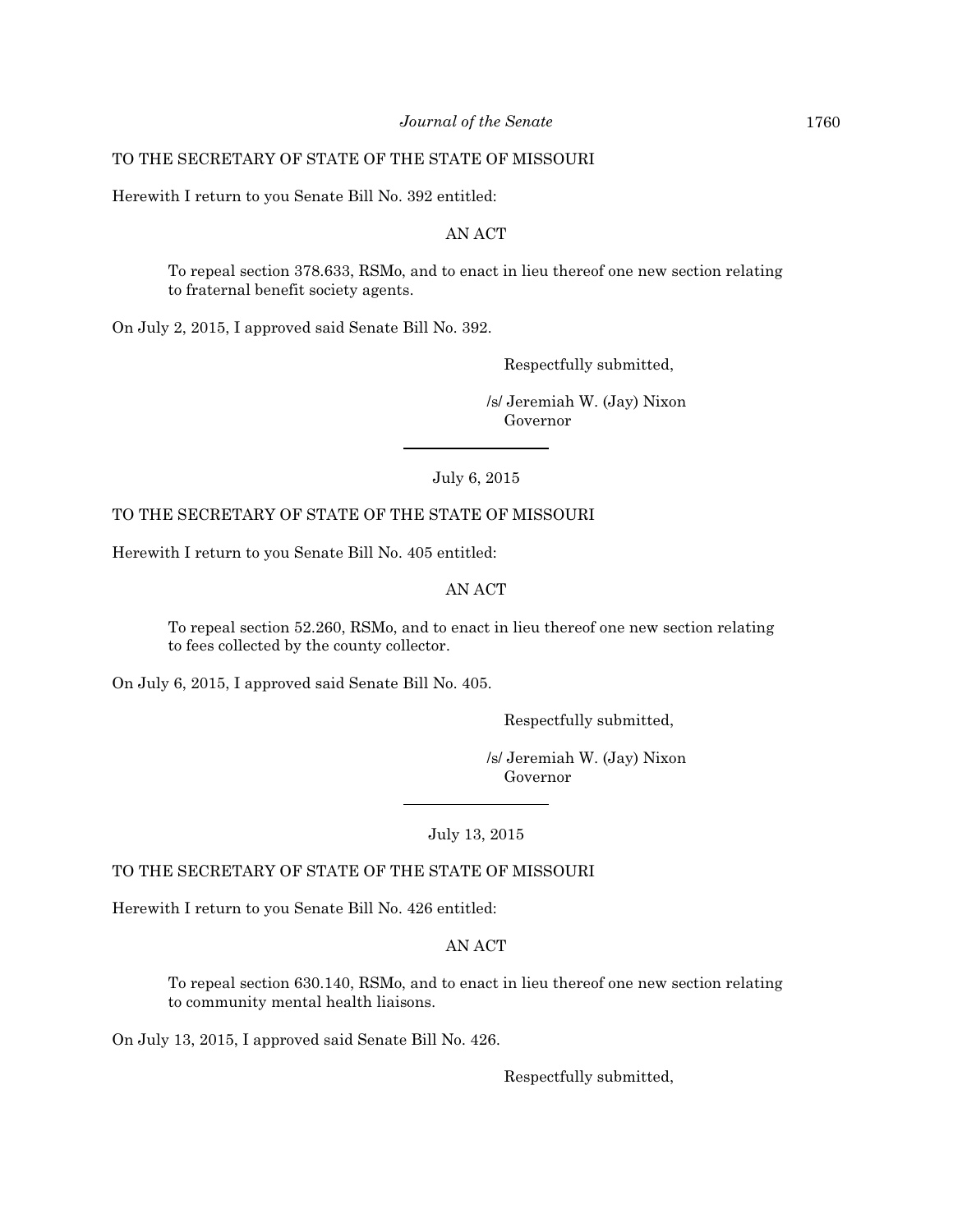TO THE SECRETARY OF STATE OF THE STATE OF MISSOURI

Herewith I return to you Senate Bill No. 392 entitled:

AN ACT

> To repeal section 378.633, RSMo, and to enact in lieu thereof one new section relating to fraternal benefit society agents.

On July 2, 2015, I approved said Senate Bill No. 392.

Respectfully submitted,

/s/ Jeremiah W. (Jay) Nixon
Governor

---

July 6, 2015

TO THE SECRETARY OF STATE OF THE STATE OF MISSOURI

Herewith I return to you Senate Bill No. 405 entitled:

AN ACT

> To repeal section 52.260, RSMo, and to enact in lieu thereof one new section relating to fees collected by the county collector.

On July 6, 2015, I approved said Senate Bill No. 405.

Respectfully submitted,

/s/ Jeremiah W. (Jay) Nixon
Governor

---

July 13, 2015

TO THE SECRETARY OF STATE OF THE STATE OF MISSOURI

Herewith I return to you Senate Bill No. 426 entitled:

AN ACT

> To repeal section 630.140, RSMo, and to enact in lieu thereof one new section relating to community mental health liaisons.

On July 13, 2015, I approved said Senate Bill No. 426.

Respectfully submitted,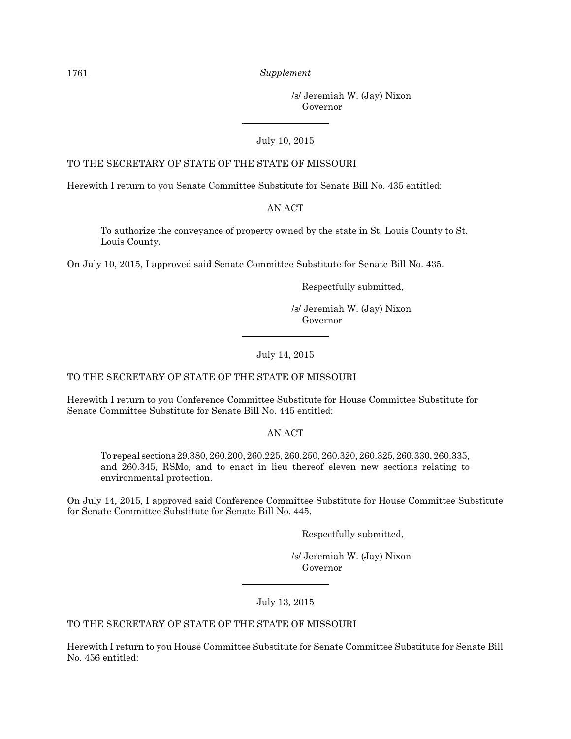/s/ Jeremiah W. (Jay) Nixon
Governor

---

July 10, 2015

TO THE SECRETARY OF STATE OF THE STATE OF MISSOURI

Herewith I return to you Senate Committee Substitute for Senate Bill No. 435 entitled:

AN ACT

> To authorize the conveyance of property owned by the state in St. Louis County to St. Louis County.

On July 10, 2015, I approved said Senate Committee Substitute for Senate Bill No. 435.

Respectfully submitted,

/s/ Jeremiah W. (Jay) Nixon
Governor

---

July 14, 2015

TO THE SECRETARY OF STATE OF THE STATE OF MISSOURI

Herewith I return to you Conference Committee Substitute for House Committee Substitute for Senate Committee Substitute for Senate Bill No. 445 entitled:

AN ACT

> To repeal sections 29.380, 260.200, 260.225, 260.250, 260.320, 260.325, 260.330, 260.335, and 260.345, RSMo, and to enact in lieu thereof eleven new sections relating to environmental protection.

On July 14, 2015, I approved said Conference Committee Substitute for House Committee Substitute for Senate Committee Substitute for Senate Bill No. 445.

Respectfully submitted,

/s/ Jeremiah W. (Jay) Nixon
Governor

---

July 13, 2015

TO THE SECRETARY OF STATE OF THE STATE OF MISSOURI

Herewith I return to you House Committee Substitute for Senate Committee Substitute for Senate Bill No. 456 entitled: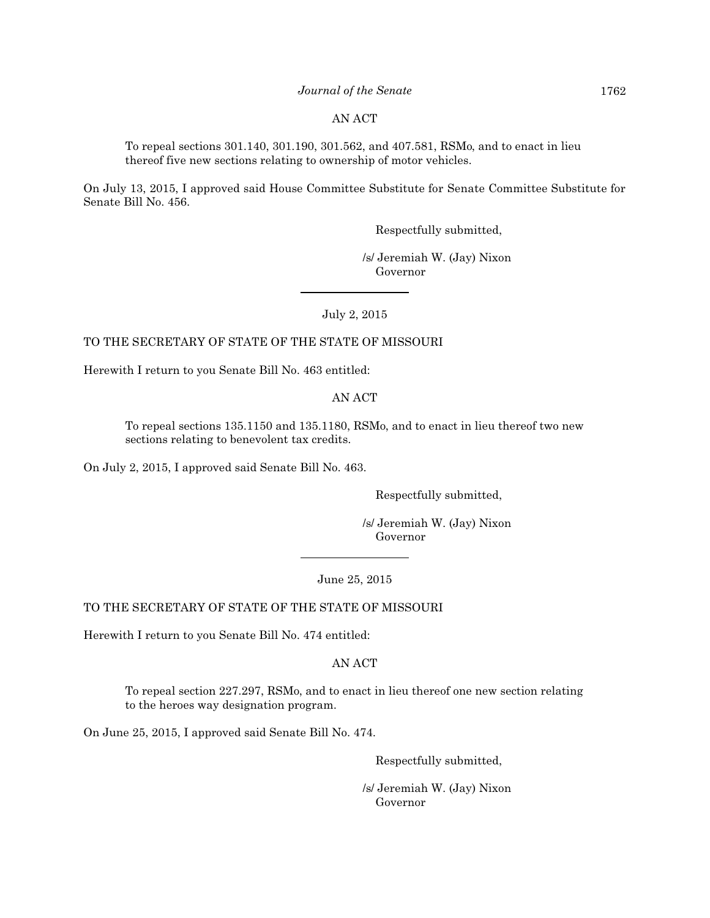AN ACT

> To repeal sections 301.140, 301.190, 301.562, and 407.581, RSMo, and to enact in lieu thereof five new sections relating to ownership of motor vehicles.

On July 13, 2015, I approved said House Committee Substitute for Senate Committee Substitute for Senate Bill No. 456.

Respectfully submitted,

/s/ Jeremiah W. (Jay) Nixon
Governor

---

July 2, 2015

TO THE SECRETARY OF STATE OF THE STATE OF MISSOURI

Herewith I return to you Senate Bill No. 463 entitled:

AN ACT

> To repeal sections 135.1150 and 135.1180, RSMo, and to enact in lieu thereof two new sections relating to benevolent tax credits.

On July 2, 2015, I approved said Senate Bill No. 463.

Respectfully submitted,

/s/ Jeremiah W. (Jay) Nixon
Governor

---

June 25, 2015

TO THE SECRETARY OF STATE OF THE STATE OF MISSOURI

Herewith I return to you Senate Bill No. 474 entitled:

AN ACT

> To repeal section 227.297, RSMo, and to enact in lieu thereof one new section relating to the heroes way designation program.

On June 25, 2015, I approved said Senate Bill No. 474.

Respectfully submitted,

/s/ Jeremiah W. (Jay) Nixon
Governor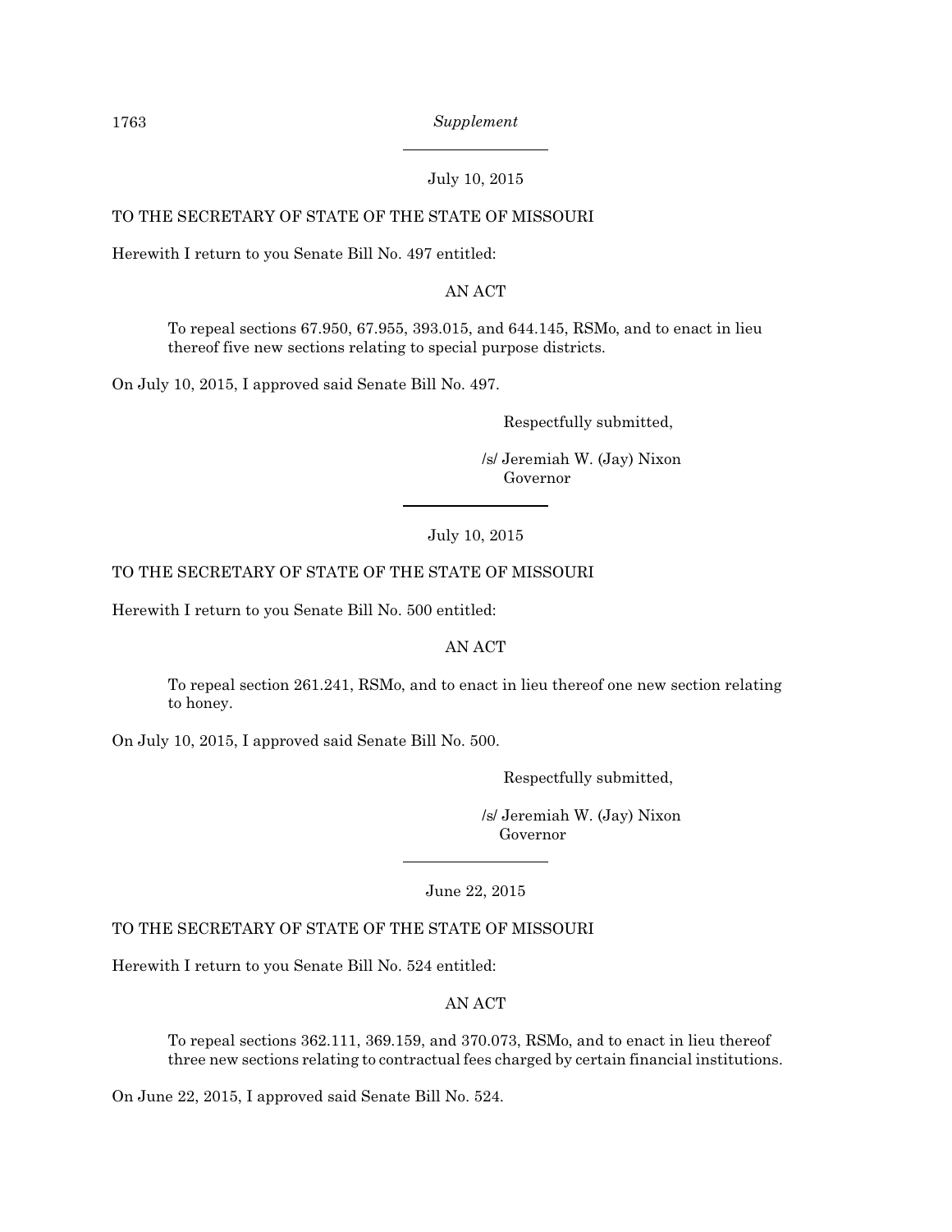---

July 10, 2015

TO THE SECRETARY OF STATE OF THE STATE OF MISSOURI

Herewith I return to you Senate Bill No. 497 entitled:

AN ACT

> To repeal sections 67.950, 67.955, 393.015, and 644.145, RSMo, and to enact in lieu thereof five new sections relating to special purpose districts.

On July 10, 2015, I approved said Senate Bill No. 497.

Respectfully submitted,

/s/ Jeremiah W. (Jay) Nixon
Governor

---

July 10, 2015

TO THE SECRETARY OF STATE OF THE STATE OF MISSOURI

Herewith I return to you Senate Bill No. 500 entitled:

AN ACT

> To repeal section 261.241, RSMo, and to enact in lieu thereof one new section relating to honey.

On July 10, 2015, I approved said Senate Bill No. 500.

Respectfully submitted,

/s/ Jeremiah W. (Jay) Nixon
Governor

---

June 22, 2015

TO THE SECRETARY OF STATE OF THE STATE OF MISSOURI

Herewith I return to you Senate Bill No. 524 entitled:

AN ACT

> To repeal sections 362.111, 369.159, and 370.073, RSMo, and to enact in lieu thereof three new sections relating to contractual fees charged by certain financial institutions.

On June 22, 2015, I approved said Senate Bill No. 524.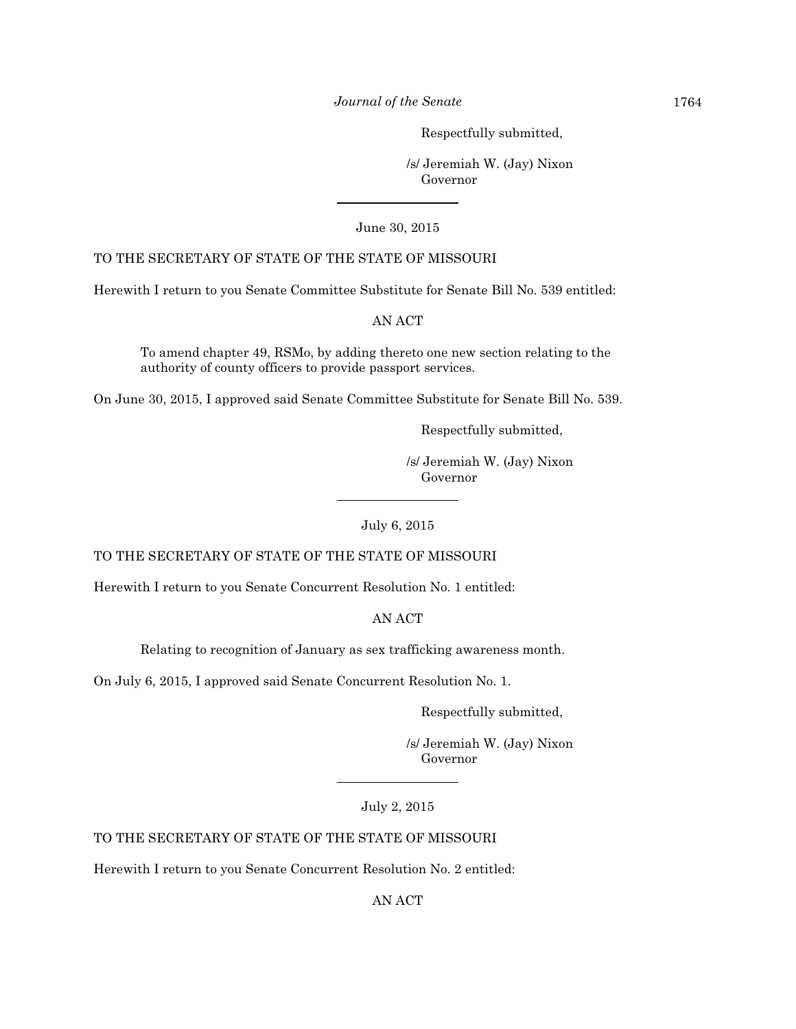Respectfully submitted,

/s/ Jeremiah W. (Jay) Nixon
Governor

---

June 30, 2015

TO THE SECRETARY OF STATE OF THE STATE OF MISSOURI

Herewith I return to you Senate Committee Substitute for Senate Bill No. 539 entitled:

AN ACT

> To amend chapter 49, RSMo, by adding thereto one new section relating to the authority of county officers to provide passport services.

On June 30, 2015, I approved said Senate Committee Substitute for Senate Bill No. 539.

Respectfully submitted,

/s/ Jeremiah W. (Jay) Nixon
Governor

---

July 6, 2015

TO THE SECRETARY OF STATE OF THE STATE OF MISSOURI

Herewith I return to you Senate Concurrent Resolution No. 1 entitled:

AN ACT

> Relating to recognition of January as sex trafficking awareness month.

On July 6, 2015, I approved said Senate Concurrent Resolution No. 1.

Respectfully submitted,

/s/ Jeremiah W. (Jay) Nixon
Governor

---

July 2, 2015

TO THE SECRETARY OF STATE OF THE STATE OF MISSOURI

Herewith I return to you Senate Concurrent Resolution No. 2 entitled:

AN ACT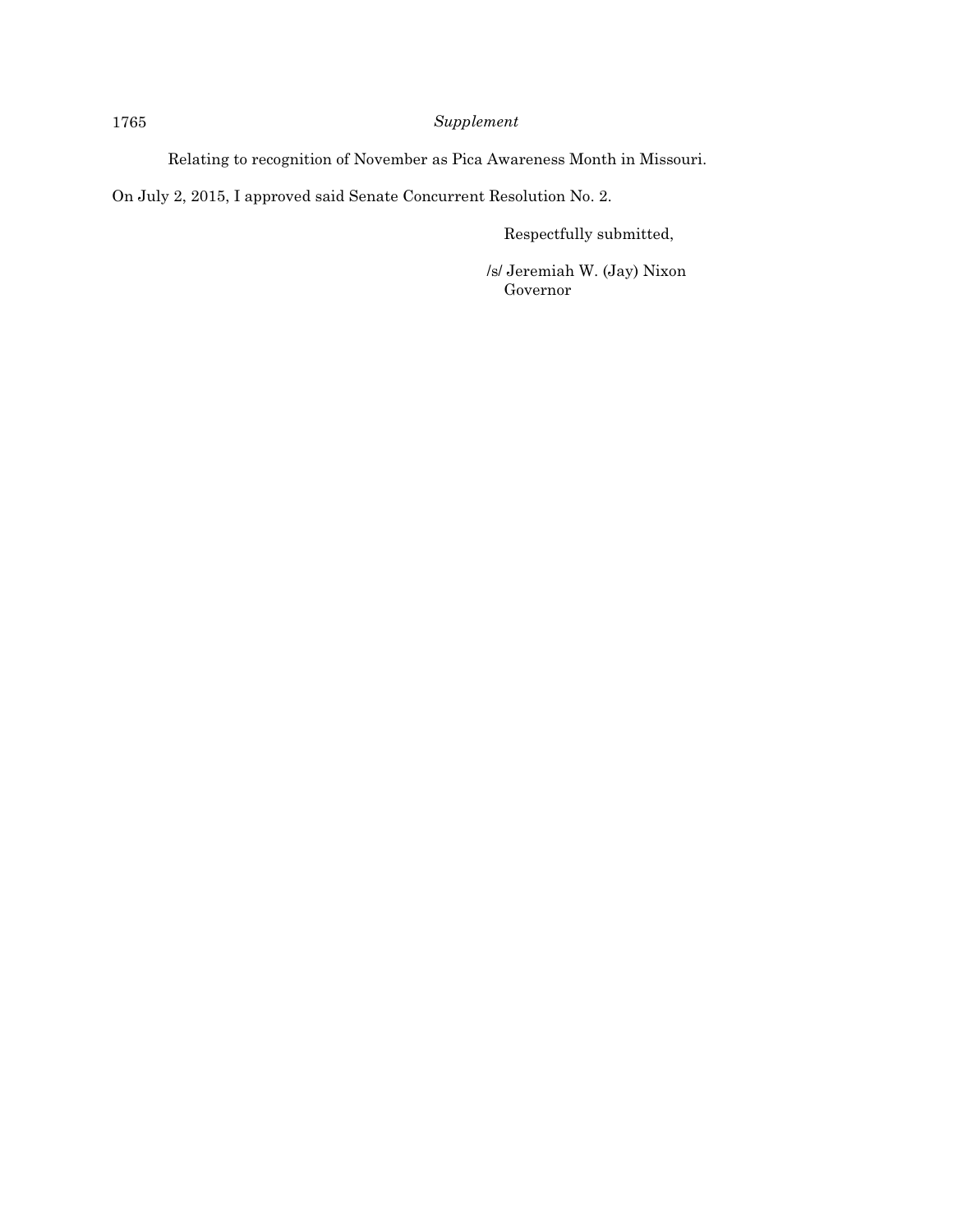Relating to recognition of November as Pica Awareness Month in Missouri.

On July 2, 2015, I approved said Senate Concurrent Resolution No. 2.

Respectfully submitted,

/s/ Jeremiah W. (Jay) Nixon
Governor